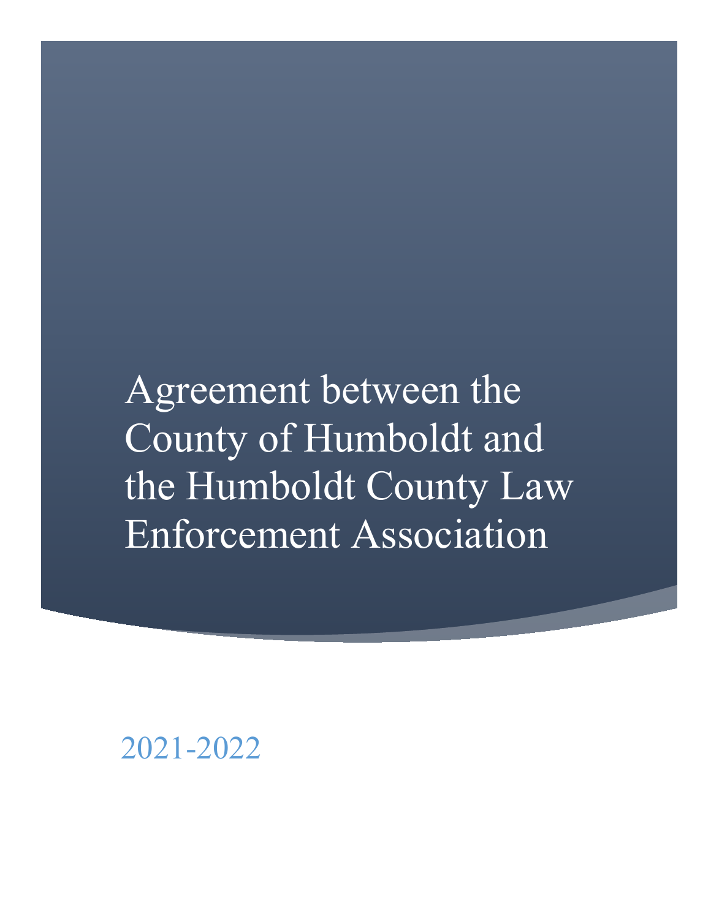# Agreement between the County of Humboldt and the Humboldt County Law Enforcement Association

2021-2022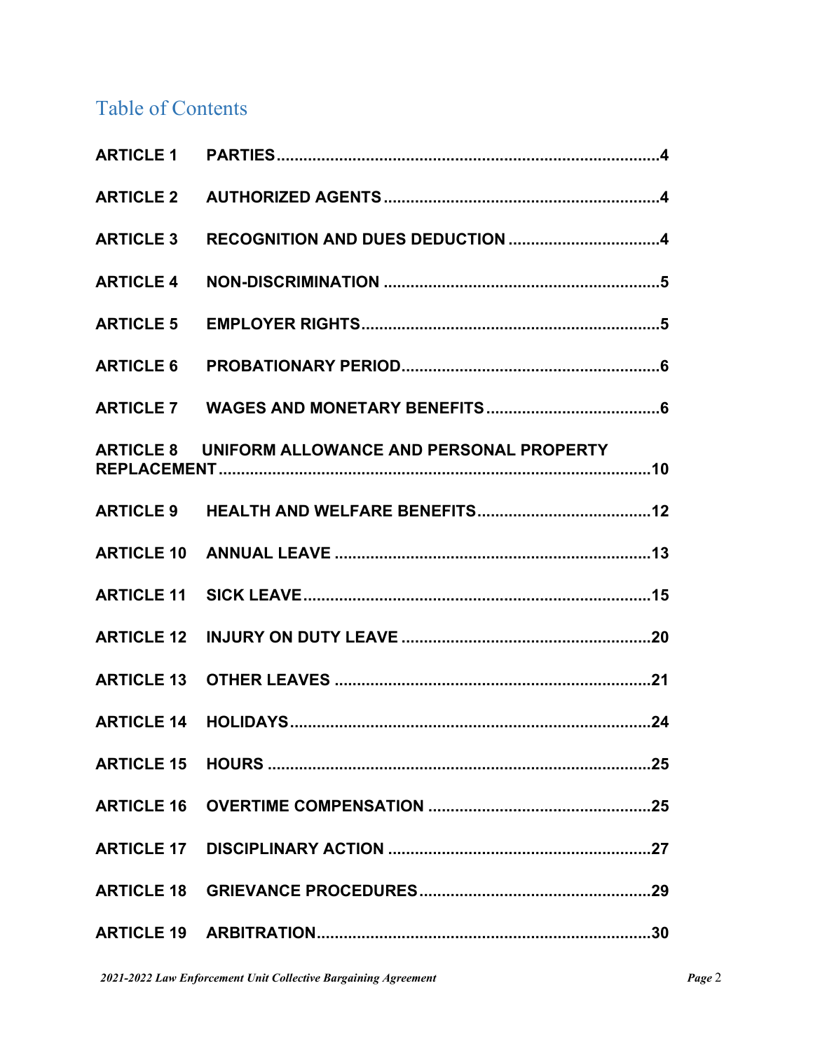# Table of Contents

**ARTICLE 1 PARTIES** ... 4

**ARTICLE 2 AUTHORIZED AGENTS** ... 4

**ARTICLE 3 RECOGNITION AND DUES DEDUCTION** ... 4

**ARTICLE 4 NON-DISCRIMINATION** ... 5

**ARTICLE 5 EMPLOYER RIGHTS** ... 5

**ARTICLE 6 PROBATIONARY PERIOD** ... 6

**ARTICLE 7 WAGES AND MONETARY BENEFITS** ... 6

**ARTICLE 8 UNIFORM ALLOWANCE AND PERSONAL PROPERTY REPLACEMENT** ... 10

**ARTICLE 9 HEALTH AND WELFARE BENEFITS** ... 12

**ARTICLE 10 ANNUAL LEAVE** ... 13

**ARTICLE 11 SICK LEAVE** ... 15

**ARTICLE 12 INJURY ON DUTY LEAVE** ... 20

**ARTICLE 13 OTHER LEAVES** ... 21

**ARTICLE 14 HOLIDAYS** ... 24

**ARTICLE 15 HOURS** ... 25

**ARTICLE 16 OVERTIME COMPENSATION** ... 25

**ARTICLE 17 DISCIPLINARY ACTION** ... 27

**ARTICLE 18 GRIEVANCE PROCEDURES** ... 29

**ARTICLE 19 ARBITRATION** ... 30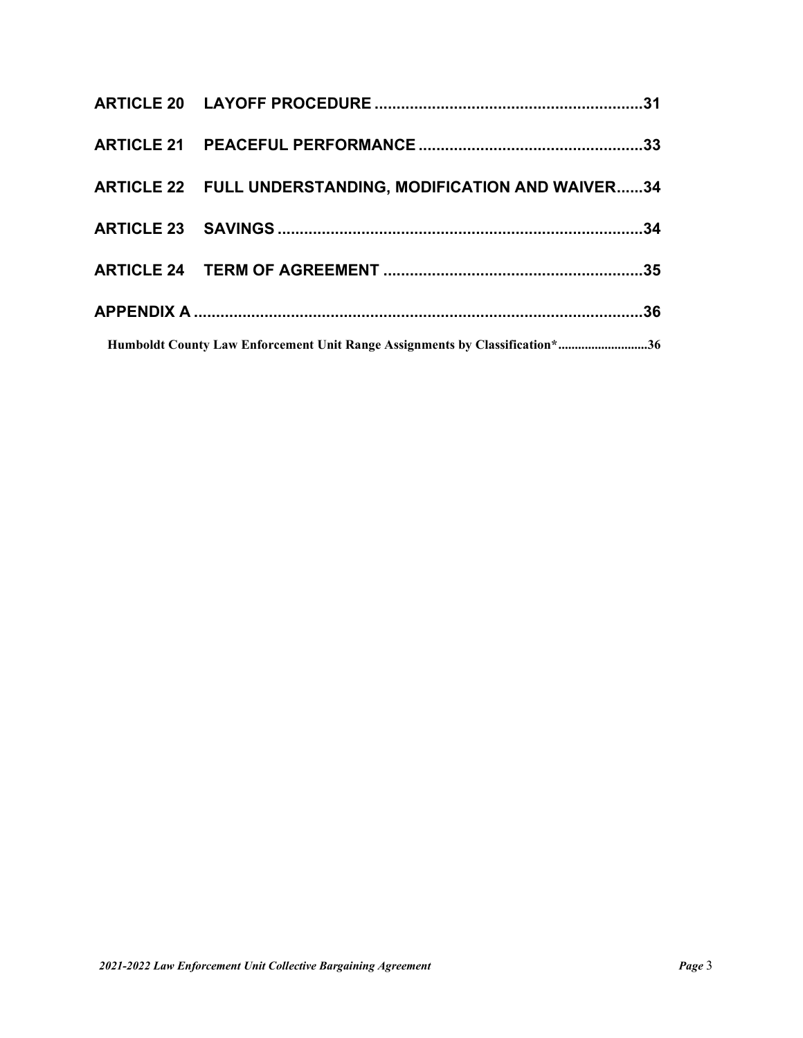**ARTICLE 20 LAYOFF PROCEDURE ............................................................31**

**ARTICLE 21 PEACEFUL PERFORMANCE ..................................................33**

**ARTICLE 22 FULL UNDERSTANDING, MODIFICATION AND WAIVER......34**

**ARTICLE 23 SAVINGS ..................................................................................34**

**ARTICLE 24 TERM OF AGREEMENT ..........................................................35**

**APPENDIX A .....................................................................................................36**

**Humboldt County Law Enforcement Unit Range Assignments by Classification*...........................36**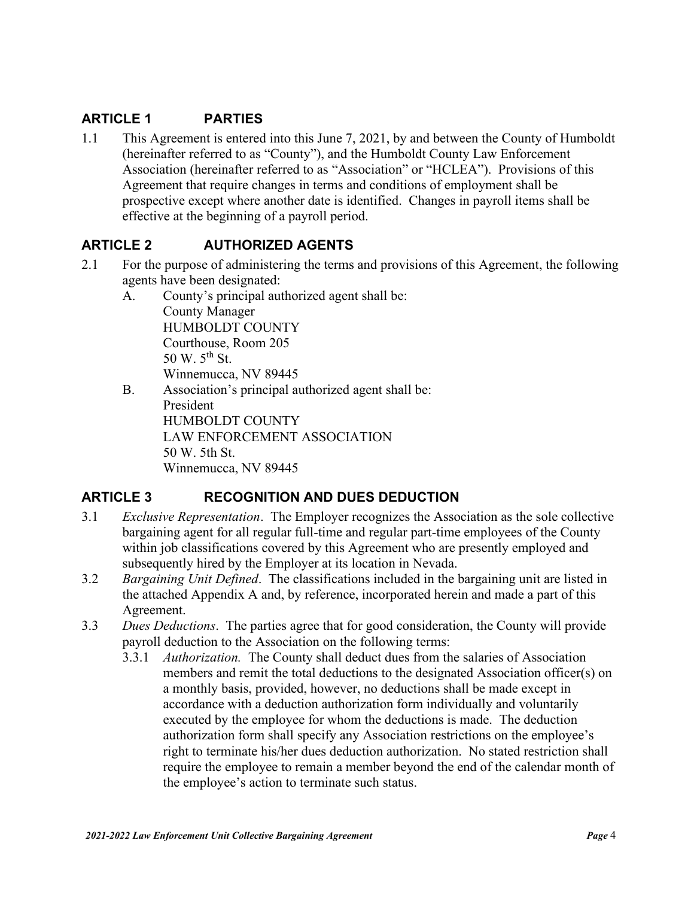## ARTICLE 1 PARTIES

1.1 This Agreement is entered into this June 7, 2021, by and between the County of Humboldt (hereinafter referred to as "County"), and the Humboldt County Law Enforcement Association (hereinafter referred to as "Association" or "HCLEA"). Provisions of this Agreement that require changes in terms and conditions of employment shall be prospective except where another date is identified. Changes in payroll items shall be effective at the beginning of a payroll period.

## ARTICLE 2 AUTHORIZED AGENTS

2.1 For the purpose of administering the terms and provisions of this Agreement, the following agents have been designated:

A. County's principal authorized agent shall be:
County Manager
HUMBOLDT COUNTY
Courthouse, Room 205
50 W. 5th St.
Winnemucca, NV 89445

B. Association's principal authorized agent shall be:
President
HUMBOLDT COUNTY
LAW ENFORCEMENT ASSOCIATION
50 W. 5th St.
Winnemucca, NV 89445

## ARTICLE 3 RECOGNITION AND DUES DEDUCTION

3.1 *Exclusive Representation*. The Employer recognizes the Association as the sole collective bargaining agent for all regular full-time and regular part-time employees of the County within job classifications covered by this Agreement who are presently employed and subsequently hired by the Employer at its location in Nevada.

3.2 *Bargaining Unit Defined*. The classifications included in the bargaining unit are listed in the attached Appendix A and, by reference, incorporated herein and made a part of this Agreement.

3.3 *Dues Deductions*. The parties agree that for good consideration, the County will provide payroll deduction to the Association on the following terms:

3.3.1 *Authorization.* The County shall deduct dues from the salaries of Association members and remit the total deductions to the designated Association officer(s) on a monthly basis, provided, however, no deductions shall be made except in accordance with a deduction authorization form individually and voluntarily executed by the employee for whom the deductions is made. The deduction authorization form shall specify any Association restrictions on the employee's right to terminate his/her dues deduction authorization. No stated restriction shall require the employee to remain a member beyond the end of the calendar month of the employee's action to terminate such status.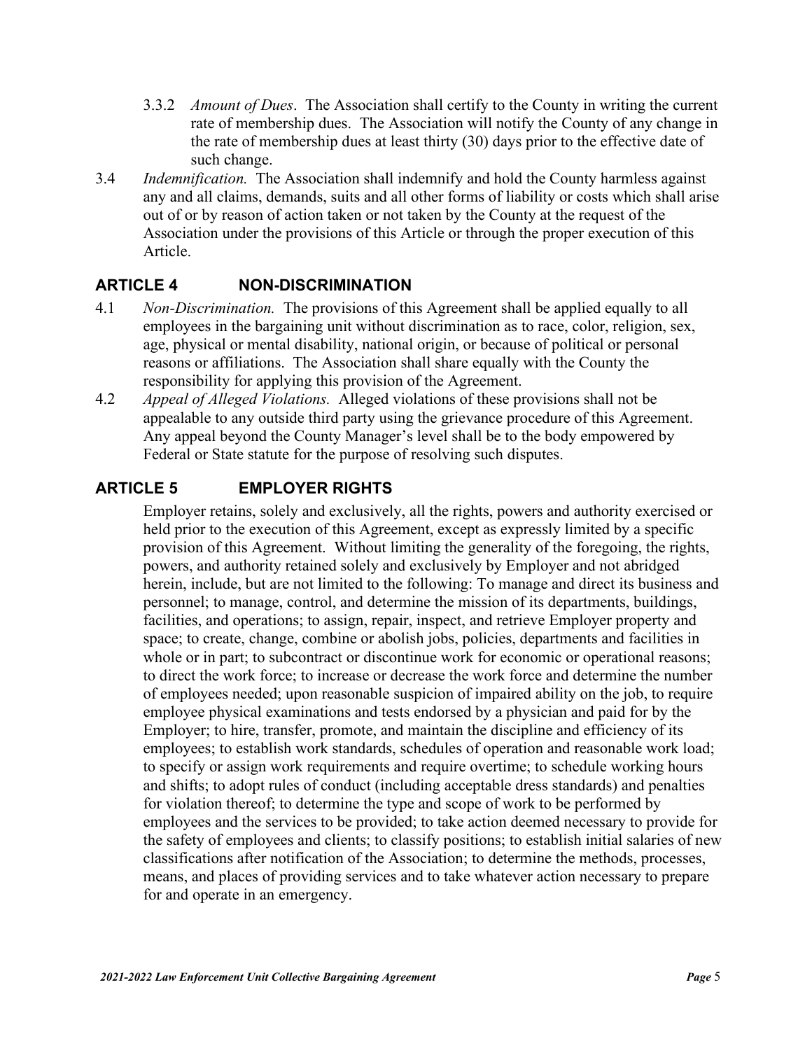3.3.2 *Amount of Dues*. The Association shall certify to the County in writing the current rate of membership dues. The Association will notify the County of any change in the rate of membership dues at least thirty (30) days prior to the effective date of such change.

3.4 *Indemnification.* The Association shall indemnify and hold the County harmless against any and all claims, demands, suits and all other forms of liability or costs which shall arise out of or by reason of action taken or not taken by the County at the request of the Association under the provisions of this Article or through the proper execution of this Article.

## ARTICLE 4 NON-DISCRIMINATION

4.1 *Non-Discrimination.* The provisions of this Agreement shall be applied equally to all employees in the bargaining unit without discrimination as to race, color, religion, sex, age, physical or mental disability, national origin, or because of political or personal reasons or affiliations. The Association shall share equally with the County the responsibility for applying this provision of the Agreement.

4.2 *Appeal of Alleged Violations.* Alleged violations of these provisions shall not be appealable to any outside third party using the grievance procedure of this Agreement. Any appeal beyond the County Manager's level shall be to the body empowered by Federal or State statute for the purpose of resolving such disputes.

## ARTICLE 5 EMPLOYER RIGHTS

Employer retains, solely and exclusively, all the rights, powers and authority exercised or held prior to the execution of this Agreement, except as expressly limited by a specific provision of this Agreement. Without limiting the generality of the foregoing, the rights, powers, and authority retained solely and exclusively by Employer and not abridged herein, include, but are not limited to the following: To manage and direct its business and personnel; to manage, control, and determine the mission of its departments, buildings, facilities, and operations; to assign, repair, inspect, and retrieve Employer property and space; to create, change, combine or abolish jobs, policies, departments and facilities in whole or in part; to subcontract or discontinue work for economic or operational reasons; to direct the work force; to increase or decrease the work force and determine the number of employees needed; upon reasonable suspicion of impaired ability on the job, to require employee physical examinations and tests endorsed by a physician and paid for by the Employer; to hire, transfer, promote, and maintain the discipline and efficiency of its employees; to establish work standards, schedules of operation and reasonable work load; to specify or assign work requirements and require overtime; to schedule working hours and shifts; to adopt rules of conduct (including acceptable dress standards) and penalties for violation thereof; to determine the type and scope of work to be performed by employees and the services to be provided; to take action deemed necessary to provide for the safety of employees and clients; to classify positions; to establish initial salaries of new classifications after notification of the Association; to determine the methods, processes, means, and places of providing services and to take whatever action necessary to prepare for and operate in an emergency.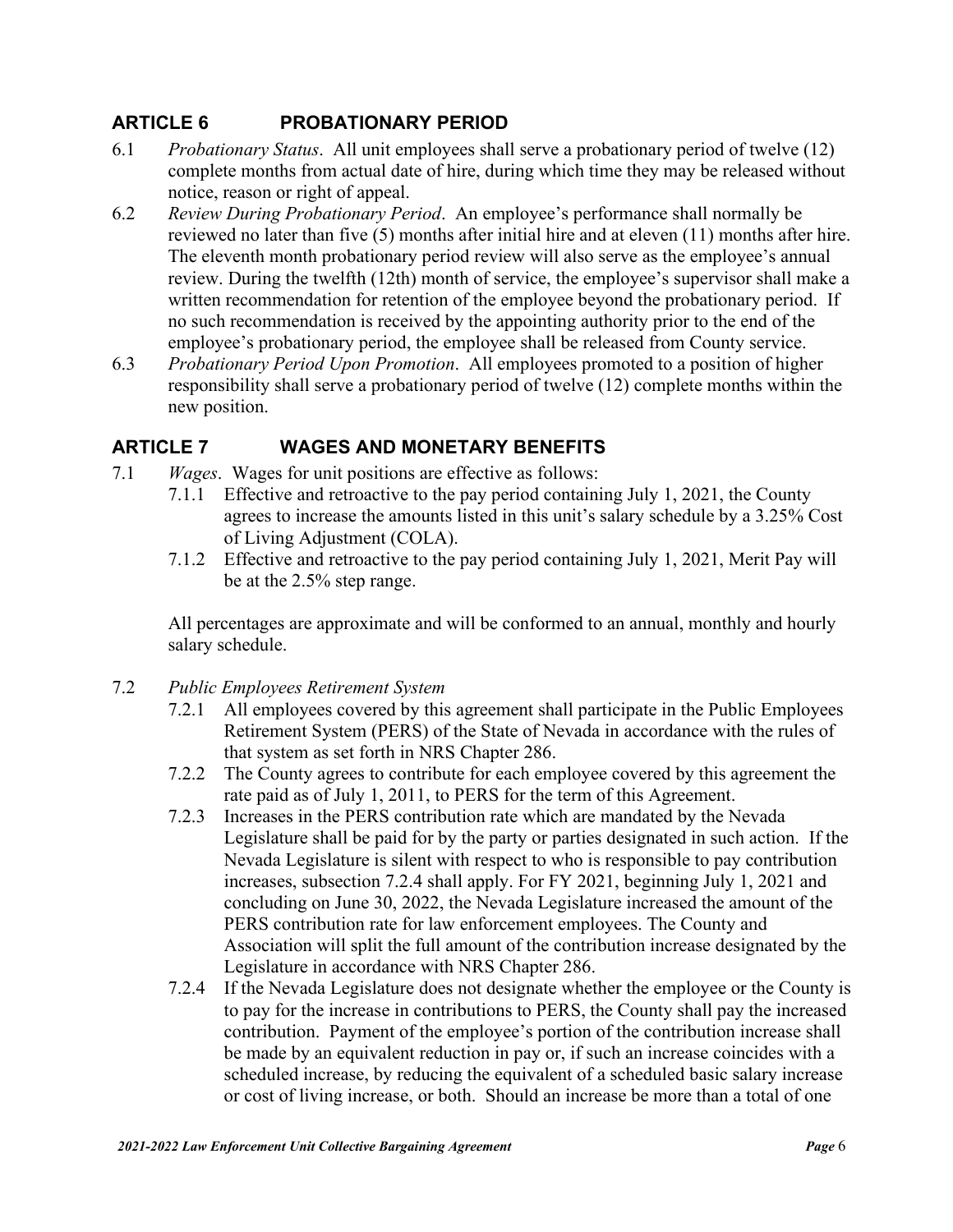## ARTICLE 6 PROBATIONARY PERIOD

6.1 *Probationary Status*. All unit employees shall serve a probationary period of twelve (12) complete months from actual date of hire, during which time they may be released without notice, reason or right of appeal.

6.2 *Review During Probationary Period*. An employee's performance shall normally be reviewed no later than five (5) months after initial hire and at eleven (11) months after hire. The eleventh month probationary period review will also serve as the employee's annual review. During the twelfth (12th) month of service, the employee's supervisor shall make a written recommendation for retention of the employee beyond the probationary period. If no such recommendation is received by the appointing authority prior to the end of the employee's probationary period, the employee shall be released from County service.

6.3 *Probationary Period Upon Promotion*. All employees promoted to a position of higher responsibility shall serve a probationary period of twelve (12) complete months within the new position.

## ARTICLE 7 WAGES AND MONETARY BENEFITS

7.1 *Wages*. Wages for unit positions are effective as follows:

7.1.1 Effective and retroactive to the pay period containing July 1, 2021, the County agrees to increase the amounts listed in this unit's salary schedule by a 3.25% Cost of Living Adjustment (COLA).

7.1.2 Effective and retroactive to the pay period containing July 1, 2021, Merit Pay will be at the 2.5% step range.

All percentages are approximate and will be conformed to an annual, monthly and hourly salary schedule.

7.2 *Public Employees Retirement System*

7.2.1 All employees covered by this agreement shall participate in the Public Employees Retirement System (PERS) of the State of Nevada in accordance with the rules of that system as set forth in NRS Chapter 286.

7.2.2 The County agrees to contribute for each employee covered by this agreement the rate paid as of July 1, 2011, to PERS for the term of this Agreement.

7.2.3 Increases in the PERS contribution rate which are mandated by the Nevada Legislature shall be paid for by the party or parties designated in such action. If the Nevada Legislature is silent with respect to who is responsible to pay contribution increases, subsection 7.2.4 shall apply. For FY 2021, beginning July 1, 2021 and concluding on June 30, 2022, the Nevada Legislature increased the amount of the PERS contribution rate for law enforcement employees. The County and Association will split the full amount of the contribution increase designated by the Legislature in accordance with NRS Chapter 286.

7.2.4 If the Nevada Legislature does not designate whether the employee or the County is to pay for the increase in contributions to PERS, the County shall pay the increased contribution. Payment of the employee's portion of the contribution increase shall be made by an equivalent reduction in pay or, if such an increase coincides with a scheduled increase, by reducing the equivalent of a scheduled basic salary increase or cost of living increase, or both. Should an increase be more than a total of one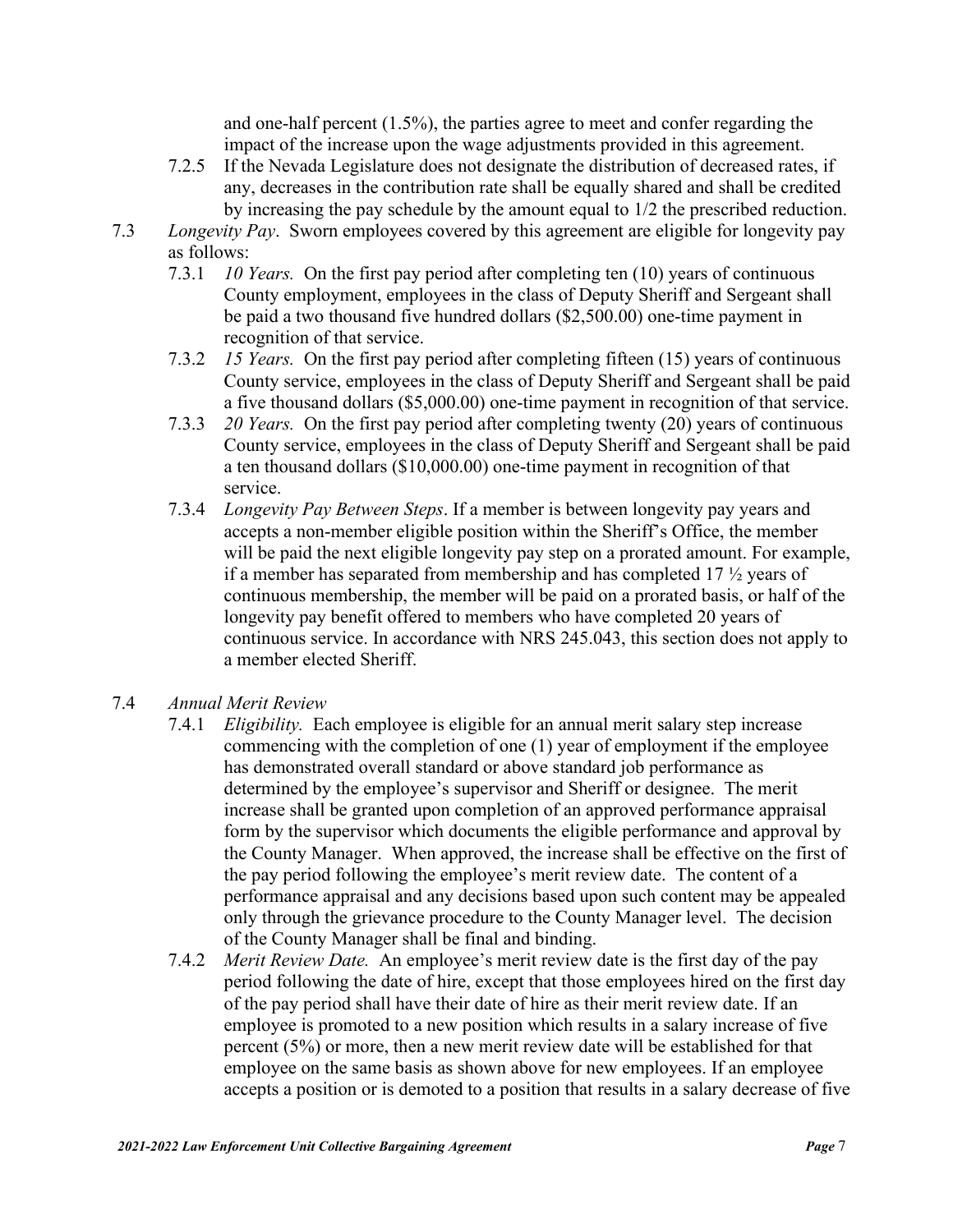and one-half percent (1.5%), the parties agree to meet and confer regarding the impact of the increase upon the wage adjustments provided in this agreement.

7.2.5 If the Nevada Legislature does not designate the distribution of decreased rates, if any, decreases in the contribution rate shall be equally shared and shall be credited by increasing the pay schedule by the amount equal to 1/2 the prescribed reduction.

7.3 *Longevity Pay*. Sworn employees covered by this agreement are eligible for longevity pay as follows:

7.3.1 *10 Years.* On the first pay period after completing ten (10) years of continuous County employment, employees in the class of Deputy Sheriff and Sergeant shall be paid a two thousand five hundred dollars ($2,500.00) one-time payment in recognition of that service.

7.3.2 *15 Years.* On the first pay period after completing fifteen (15) years of continuous County service, employees in the class of Deputy Sheriff and Sergeant shall be paid a five thousand dollars ($5,000.00) one-time payment in recognition of that service.

7.3.3 *20 Years.* On the first pay period after completing twenty (20) years of continuous County service, employees in the class of Deputy Sheriff and Sergeant shall be paid a ten thousand dollars ($10,000.00) one-time payment in recognition of that service.

7.3.4 *Longevity Pay Between Steps*. If a member is between longevity pay years and accepts a non-member eligible position within the Sheriff's Office, the member will be paid the next eligible longevity pay step on a prorated amount. For example, if a member has separated from membership and has completed 17 ½ years of continuous membership, the member will be paid on a prorated basis, or half of the longevity pay benefit offered to members who have completed 20 years of continuous service. In accordance with NRS 245.043, this section does not apply to a member elected Sheriff.

7.4 *Annual Merit Review*

7.4.1 *Eligibility.* Each employee is eligible for an annual merit salary step increase commencing with the completion of one (1) year of employment if the employee has demonstrated overall standard or above standard job performance as determined by the employee's supervisor and Sheriff or designee. The merit increase shall be granted upon completion of an approved performance appraisal form by the supervisor which documents the eligible performance and approval by the County Manager. When approved, the increase shall be effective on the first of the pay period following the employee's merit review date. The content of a performance appraisal and any decisions based upon such content may be appealed only through the grievance procedure to the County Manager level. The decision of the County Manager shall be final and binding.

7.4.2 *Merit Review Date.* An employee's merit review date is the first day of the pay period following the date of hire, except that those employees hired on the first day of the pay period shall have their date of hire as their merit review date. If an employee is promoted to a new position which results in a salary increase of five percent (5%) or more, then a new merit review date will be established for that employee on the same basis as shown above for new employees. If an employee accepts a position or is demoted to a position that results in a salary decrease of five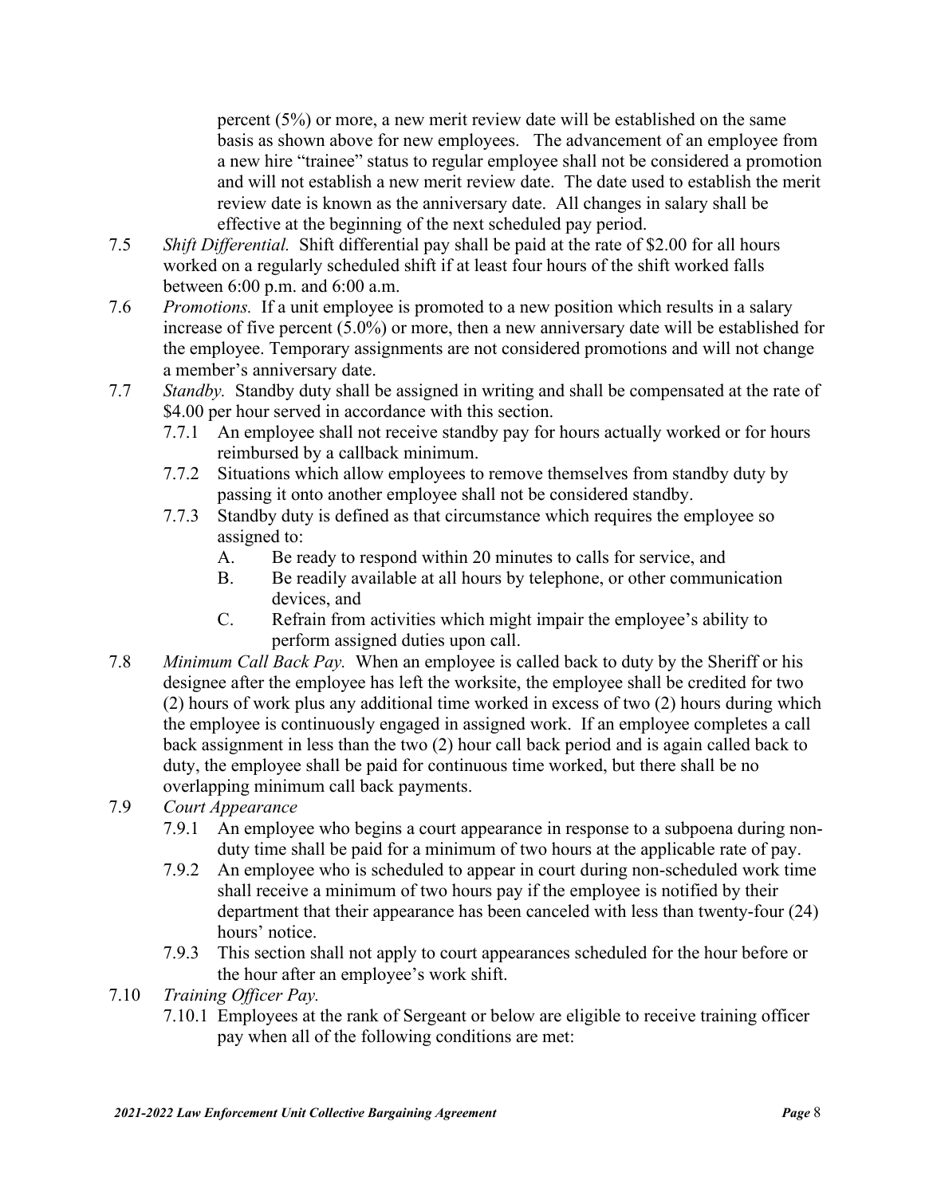percent (5%) or more, a new merit review date will be established on the same basis as shown above for new employees. The advancement of an employee from a new hire "trainee" status to regular employee shall not be considered a promotion and will not establish a new merit review date. The date used to establish the merit review date is known as the anniversary date. All changes in salary shall be effective at the beginning of the next scheduled pay period.

7.5 *Shift Differential.* Shift differential pay shall be paid at the rate of $2.00 for all hours worked on a regularly scheduled shift if at least four hours of the shift worked falls between 6:00 p.m. and 6:00 a.m.

7.6 *Promotions.* If a unit employee is promoted to a new position which results in a salary increase of five percent (5.0%) or more, then a new anniversary date will be established for the employee. Temporary assignments are not considered promotions and will not change a member's anniversary date.

7.7 *Standby.* Standby duty shall be assigned in writing and shall be compensated at the rate of $4.00 per hour served in accordance with this section.

7.7.1 An employee shall not receive standby pay for hours actually worked or for hours reimbursed by a callback minimum.

7.7.2 Situations which allow employees to remove themselves from standby duty by passing it onto another employee shall not be considered standby.

7.7.3 Standby duty is defined as that circumstance which requires the employee so assigned to:

A. Be ready to respond within 20 minutes to calls for service, and

B. Be readily available at all hours by telephone, or other communication devices, and

C. Refrain from activities which might impair the employee's ability to perform assigned duties upon call.

7.8 *Minimum Call Back Pay.* When an employee is called back to duty by the Sheriff or his designee after the employee has left the worksite, the employee shall be credited for two (2) hours of work plus any additional time worked in excess of two (2) hours during which the employee is continuously engaged in assigned work. If an employee completes a call back assignment in less than the two (2) hour call back period and is again called back to duty, the employee shall be paid for continuous time worked, but there shall be no overlapping minimum call back payments.

7.9 *Court Appearance*

7.9.1 An employee who begins a court appearance in response to a subpoena during non-duty time shall be paid for a minimum of two hours at the applicable rate of pay.

7.9.2 An employee who is scheduled to appear in court during non-scheduled work time shall receive a minimum of two hours pay if the employee is notified by their department that their appearance has been canceled with less than twenty-four (24) hours' notice.

7.9.3 This section shall not apply to court appearances scheduled for the hour before or the hour after an employee's work shift.

7.10 *Training Officer Pay.*

7.10.1 Employees at the rank of Sergeant or below are eligible to receive training officer pay when all of the following conditions are met: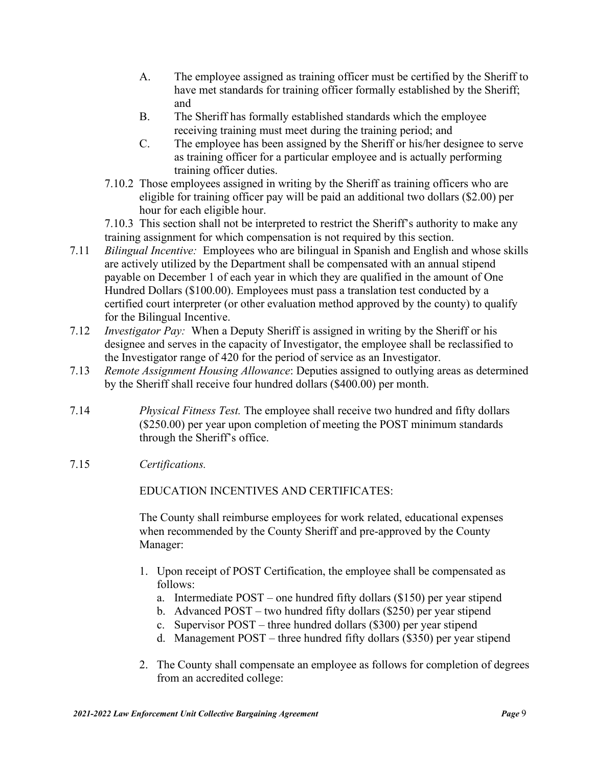A. The employee assigned as training officer must be certified by the Sheriff to have met standards for training officer formally established by the Sheriff; and

B. The Sheriff has formally established standards which the employee receiving training must meet during the training period; and

C. The employee has been assigned by the Sheriff or his/her designee to serve as training officer for a particular employee and is actually performing training officer duties.

7.10.2 Those employees assigned in writing by the Sheriff as training officers who are eligible for training officer pay will be paid an additional two dollars ($2.00) per hour for each eligible hour.

7.10.3 This section shall not be interpreted to restrict the Sheriff's authority to make any training assignment for which compensation is not required by this section.

7.11 *Bilingual Incentive:* Employees who are bilingual in Spanish and English and whose skills are actively utilized by the Department shall be compensated with an annual stipend payable on December 1 of each year in which they are qualified in the amount of One Hundred Dollars ($100.00). Employees must pass a translation test conducted by a certified court interpreter (or other evaluation method approved by the county) to qualify for the Bilingual Incentive.

7.12 *Investigator Pay:* When a Deputy Sheriff is assigned in writing by the Sheriff or his designee and serves in the capacity of Investigator, the employee shall be reclassified to the Investigator range of 420 for the period of service as an Investigator.

7.13 *Remote Assignment Housing Allowance*: Deputies assigned to outlying areas as determined by the Sheriff shall receive four hundred dollars ($400.00) per month.

7.14 *Physical Fitness Test.* The employee shall receive two hundred and fifty dollars ($250.00) per year upon completion of meeting the POST minimum standards through the Sheriff's office.

7.15 *Certifications.*

EDUCATION INCENTIVES AND CERTIFICATES:

The County shall reimburse employees for work related, educational expenses when recommended by the County Sheriff and pre-approved by the County Manager:

1. Upon receipt of POST Certification, the employee shall be compensated as follows:
   a. Intermediate POST – one hundred fifty dollars ($150) per year stipend
   b. Advanced POST – two hundred fifty dollars ($250) per year stipend
   c. Supervisor POST – three hundred dollars ($300) per year stipend
   d. Management POST – three hundred fifty dollars ($350) per year stipend

2. The County shall compensate an employee as follows for completion of degrees from an accredited college: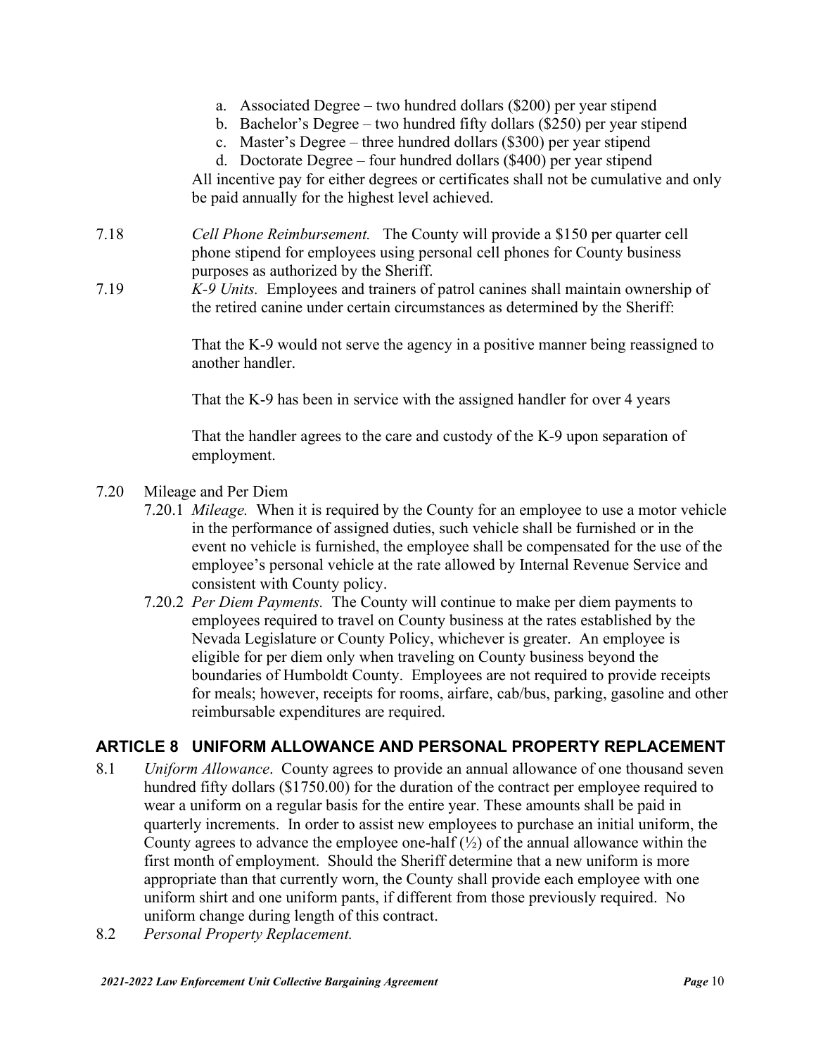a. Associated Degree – two hundred dollars ($200) per year stipend
b. Bachelor's Degree – two hundred fifty dollars ($250) per year stipend
c. Master's Degree – three hundred dollars ($300) per year stipend
d. Doctorate Degree – four hundred dollars ($400) per year stipend

All incentive pay for either degrees or certificates shall not be cumulative and only be paid annually for the highest level achieved.

7.18 *Cell Phone Reimbursement.* The County will provide a $150 per quarter cell phone stipend for employees using personal cell phones for County business purposes as authorized by the Sheriff.

7.19 *K-9 Units.* Employees and trainers of patrol canines shall maintain ownership of the retired canine under certain circumstances as determined by the Sheriff:

That the K-9 would not serve the agency in a positive manner being reassigned to another handler.

That the K-9 has been in service with the assigned handler for over 4 years

That the handler agrees to the care and custody of the K-9 upon separation of employment.

7.20 Mileage and Per Diem

7.20.1 *Mileage.* When it is required by the County for an employee to use a motor vehicle in the performance of assigned duties, such vehicle shall be furnished or in the event no vehicle is furnished, the employee shall be compensated for the use of the employee's personal vehicle at the rate allowed by Internal Revenue Service and consistent with County policy.

7.20.2 *Per Diem Payments.* The County will continue to make per diem payments to employees required to travel on County business at the rates established by the Nevada Legislature or County Policy, whichever is greater. An employee is eligible for per diem only when traveling on County business beyond the boundaries of Humboldt County. Employees are not required to provide receipts for meals; however, receipts for rooms, airfare, cab/bus, parking, gasoline and other reimbursable expenditures are required.

## ARTICLE 8 UNIFORM ALLOWANCE AND PERSONAL PROPERTY REPLACEMENT

8.1 *Uniform Allowance*. County agrees to provide an annual allowance of one thousand seven hundred fifty dollars ($1750.00) for the duration of the contract per employee required to wear a uniform on a regular basis for the entire year. These amounts shall be paid in quarterly increments. In order to assist new employees to purchase an initial uniform, the County agrees to advance the employee one-half (½) of the annual allowance within the first month of employment. Should the Sheriff determine that a new uniform is more appropriate than that currently worn, the County shall provide each employee with one uniform shirt and one uniform pants, if different from those previously required. No uniform change during length of this contract.

8.2 *Personal Property Replacement.*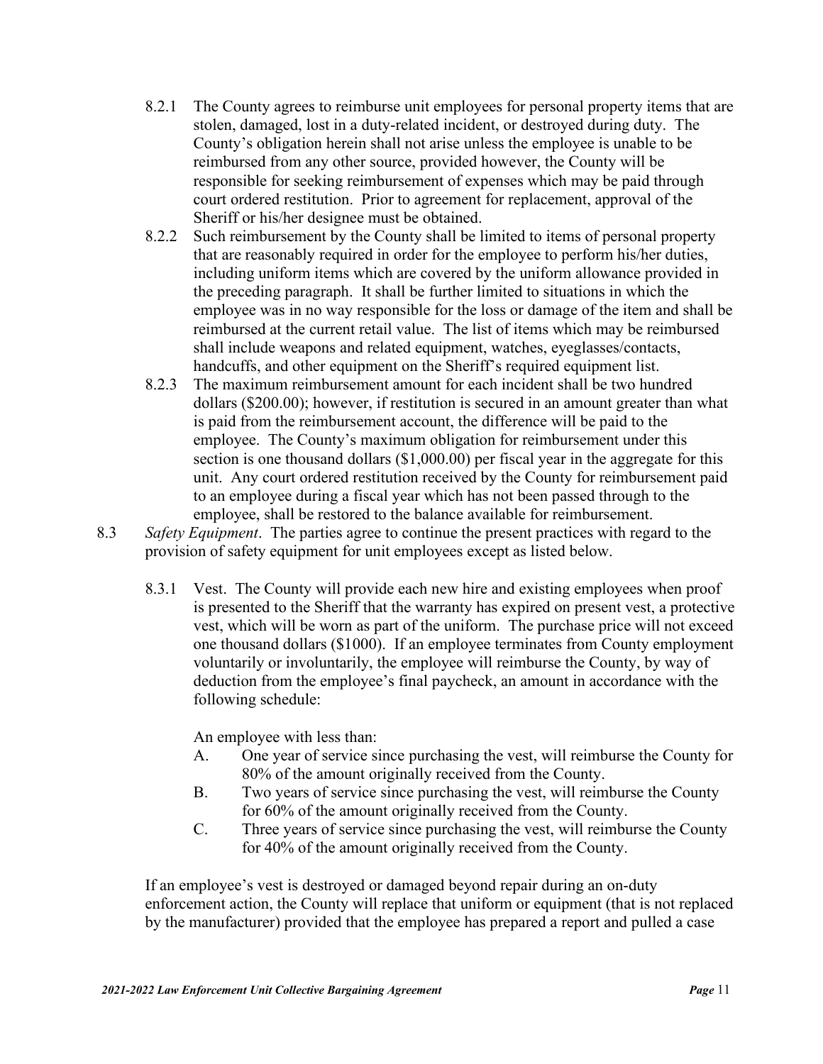8.2.1 The County agrees to reimburse unit employees for personal property items that are stolen, damaged, lost in a duty-related incident, or destroyed during duty. The County's obligation herein shall not arise unless the employee is unable to be reimbursed from any other source, provided however, the County will be responsible for seeking reimbursement of expenses which may be paid through court ordered restitution. Prior to agreement for replacement, approval of the Sheriff or his/her designee must be obtained.

8.2.2 Such reimbursement by the County shall be limited to items of personal property that are reasonably required in order for the employee to perform his/her duties, including uniform items which are covered by the uniform allowance provided in the preceding paragraph. It shall be further limited to situations in which the employee was in no way responsible for the loss or damage of the item and shall be reimbursed at the current retail value. The list of items which may be reimbursed shall include weapons and related equipment, watches, eyeglasses/contacts, handcuffs, and other equipment on the Sheriff's required equipment list.

8.2.3 The maximum reimbursement amount for each incident shall be two hundred dollars ($200.00); however, if restitution is secured in an amount greater than what is paid from the reimbursement account, the difference will be paid to the employee. The County's maximum obligation for reimbursement under this section is one thousand dollars ($1,000.00) per fiscal year in the aggregate for this unit. Any court ordered restitution received by the County for reimbursement paid to an employee during a fiscal year which has not been passed through to the employee, shall be restored to the balance available for reimbursement.

8.3 *Safety Equipment*. The parties agree to continue the present practices with regard to the provision of safety equipment for unit employees except as listed below.

8.3.1 Vest. The County will provide each new hire and existing employees when proof is presented to the Sheriff that the warranty has expired on present vest, a protective vest, which will be worn as part of the uniform. The purchase price will not exceed one thousand dollars ($1000). If an employee terminates from County employment voluntarily or involuntarily, the employee will reimburse the County, by way of deduction from the employee's final paycheck, an amount in accordance with the following schedule:

An employee with less than:

A. One year of service since purchasing the vest, will reimburse the County for 80% of the amount originally received from the County.

B. Two years of service since purchasing the vest, will reimburse the County for 60% of the amount originally received from the County.

C. Three years of service since purchasing the vest, will reimburse the County for 40% of the amount originally received from the County.

If an employee's vest is destroyed or damaged beyond repair during an on-duty enforcement action, the County will replace that uniform or equipment (that is not replaced by the manufacturer) provided that the employee has prepared a report and pulled a case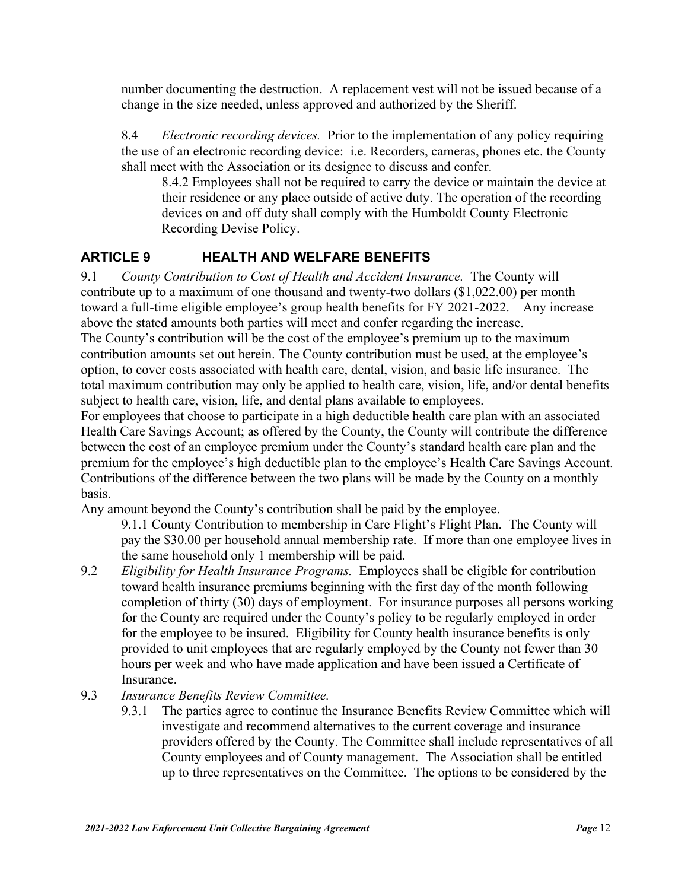number documenting the destruction. A replacement vest will not be issued because of a change in the size needed, unless approved and authorized by the Sheriff.

8.4 *Electronic recording devices.* Prior to the implementation of any policy requiring the use of an electronic recording device: i.e. Recorders, cameras, phones etc. the County shall meet with the Association or its designee to discuss and confer.

8.4.2 Employees shall not be required to carry the device or maintain the device at their residence or any place outside of active duty. The operation of the recording devices on and off duty shall comply with the Humboldt County Electronic Recording Devise Policy.

## ARTICLE 9 HEALTH AND WELFARE BENEFITS

9.1 *County Contribution to Cost of Health and Accident Insurance.* The County will contribute up to a maximum of one thousand and twenty-two dollars ($1,022.00) per month toward a full-time eligible employee's group health benefits for FY 2021-2022. Any increase above the stated amounts both parties will meet and confer regarding the increase.

The County's contribution will be the cost of the employee's premium up to the maximum contribution amounts set out herein. The County contribution must be used, at the employee's option, to cover costs associated with health care, dental, vision, and basic life insurance. The total maximum contribution may only be applied to health care, vision, life, and/or dental benefits subject to health care, vision, life, and dental plans available to employees.

For employees that choose to participate in a high deductible health care plan with an associated Health Care Savings Account; as offered by the County, the County will contribute the difference between the cost of an employee premium under the County's standard health care plan and the premium for the employee's high deductible plan to the employee's Health Care Savings Account. Contributions of the difference between the two plans will be made by the County on a monthly basis.

Any amount beyond the County's contribution shall be paid by the employee.

9.1.1 County Contribution to membership in Care Flight's Flight Plan. The County will pay the $30.00 per household annual membership rate. If more than one employee lives in the same household only 1 membership will be paid.

9.2 *Eligibility for Health Insurance Programs.* Employees shall be eligible for contribution toward health insurance premiums beginning with the first day of the month following completion of thirty (30) days of employment. For insurance purposes all persons working for the County are required under the County's policy to be regularly employed in order for the employee to be insured. Eligibility for County health insurance benefits is only provided to unit employees that are regularly employed by the County not fewer than 30 hours per week and who have made application and have been issued a Certificate of Insurance.

9.3 *Insurance Benefits Review Committee.*

9.3.1 The parties agree to continue the Insurance Benefits Review Committee which will investigate and recommend alternatives to the current coverage and insurance providers offered by the County. The Committee shall include representatives of all County employees and of County management. The Association shall be entitled up to three representatives on the Committee. The options to be considered by the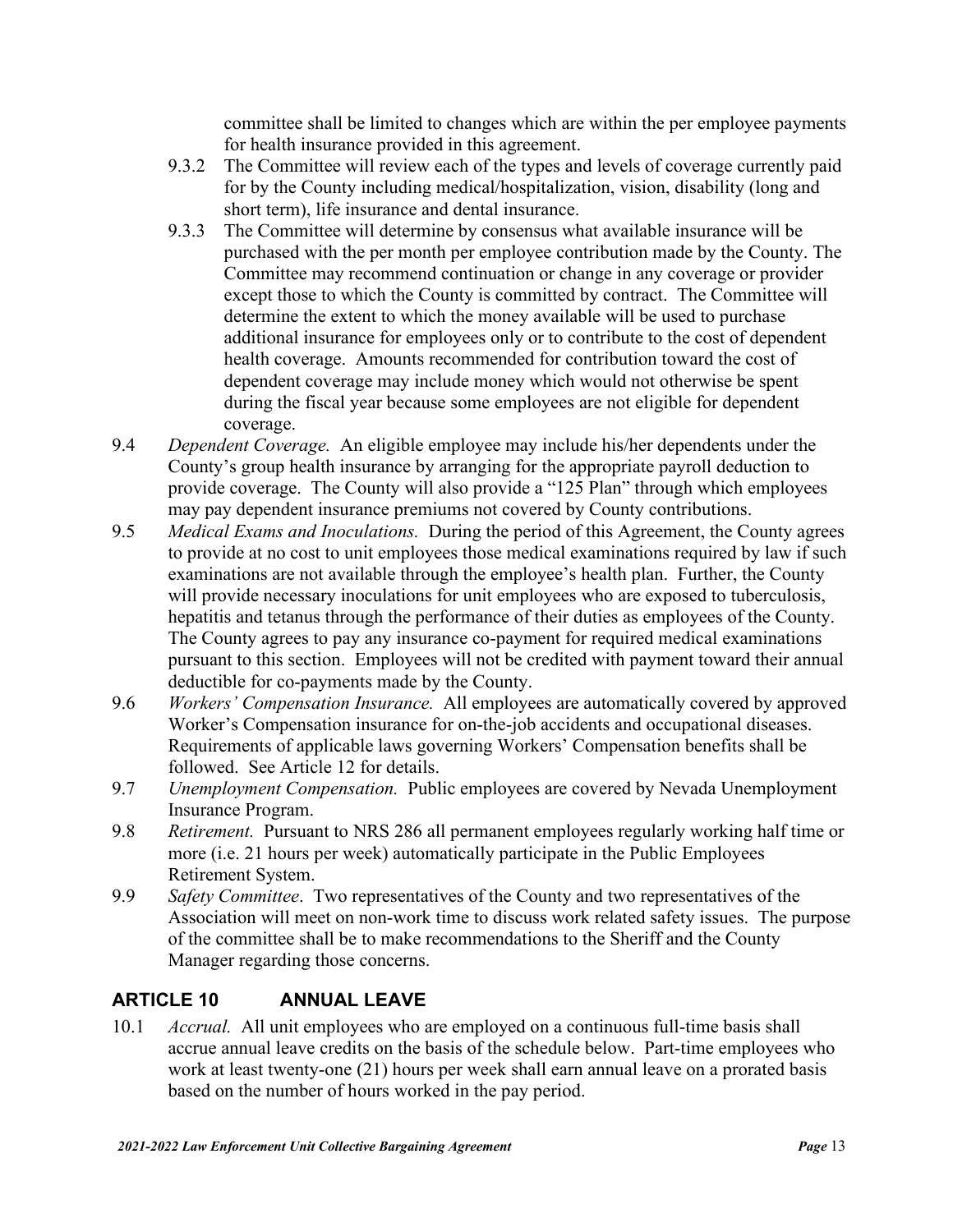committee shall be limited to changes which are within the per employee payments for health insurance provided in this agreement.

9.3.2 The Committee will review each of the types and levels of coverage currently paid for by the County including medical/hospitalization, vision, disability (long and short term), life insurance and dental insurance.

9.3.3 The Committee will determine by consensus what available insurance will be purchased with the per month per employee contribution made by the County. The Committee may recommend continuation or change in any coverage or provider except those to which the County is committed by contract. The Committee will determine the extent to which the money available will be used to purchase additional insurance for employees only or to contribute to the cost of dependent health coverage. Amounts recommended for contribution toward the cost of dependent coverage may include money which would not otherwise be spent during the fiscal year because some employees are not eligible for dependent coverage.

9.4 *Dependent Coverage.* An eligible employee may include his/her dependents under the County's group health insurance by arranging for the appropriate payroll deduction to provide coverage. The County will also provide a "125 Plan" through which employees may pay dependent insurance premiums not covered by County contributions.

9.5 *Medical Exams and Inoculations.* During the period of this Agreement, the County agrees to provide at no cost to unit employees those medical examinations required by law if such examinations are not available through the employee's health plan. Further, the County will provide necessary inoculations for unit employees who are exposed to tuberculosis, hepatitis and tetanus through the performance of their duties as employees of the County. The County agrees to pay any insurance co-payment for required medical examinations pursuant to this section. Employees will not be credited with payment toward their annual deductible for co-payments made by the County.

9.6 *Workers' Compensation Insurance.* All employees are automatically covered by approved Worker's Compensation insurance for on-the-job accidents and occupational diseases. Requirements of applicable laws governing Workers' Compensation benefits shall be followed. See Article 12 for details.

9.7 *Unemployment Compensation.* Public employees are covered by Nevada Unemployment Insurance Program.

9.8 *Retirement.* Pursuant to NRS 286 all permanent employees regularly working half time or more (i.e. 21 hours per week) automatically participate in the Public Employees Retirement System.

9.9 *Safety Committee*. Two representatives of the County and two representatives of the Association will meet on non-work time to discuss work related safety issues. The purpose of the committee shall be to make recommendations to the Sheriff and the County Manager regarding those concerns.

## ARTICLE 10 ANNUAL LEAVE

10.1 *Accrual.* All unit employees who are employed on a continuous full-time basis shall accrue annual leave credits on the basis of the schedule below. Part-time employees who work at least twenty-one (21) hours per week shall earn annual leave on a prorated basis based on the number of hours worked in the pay period.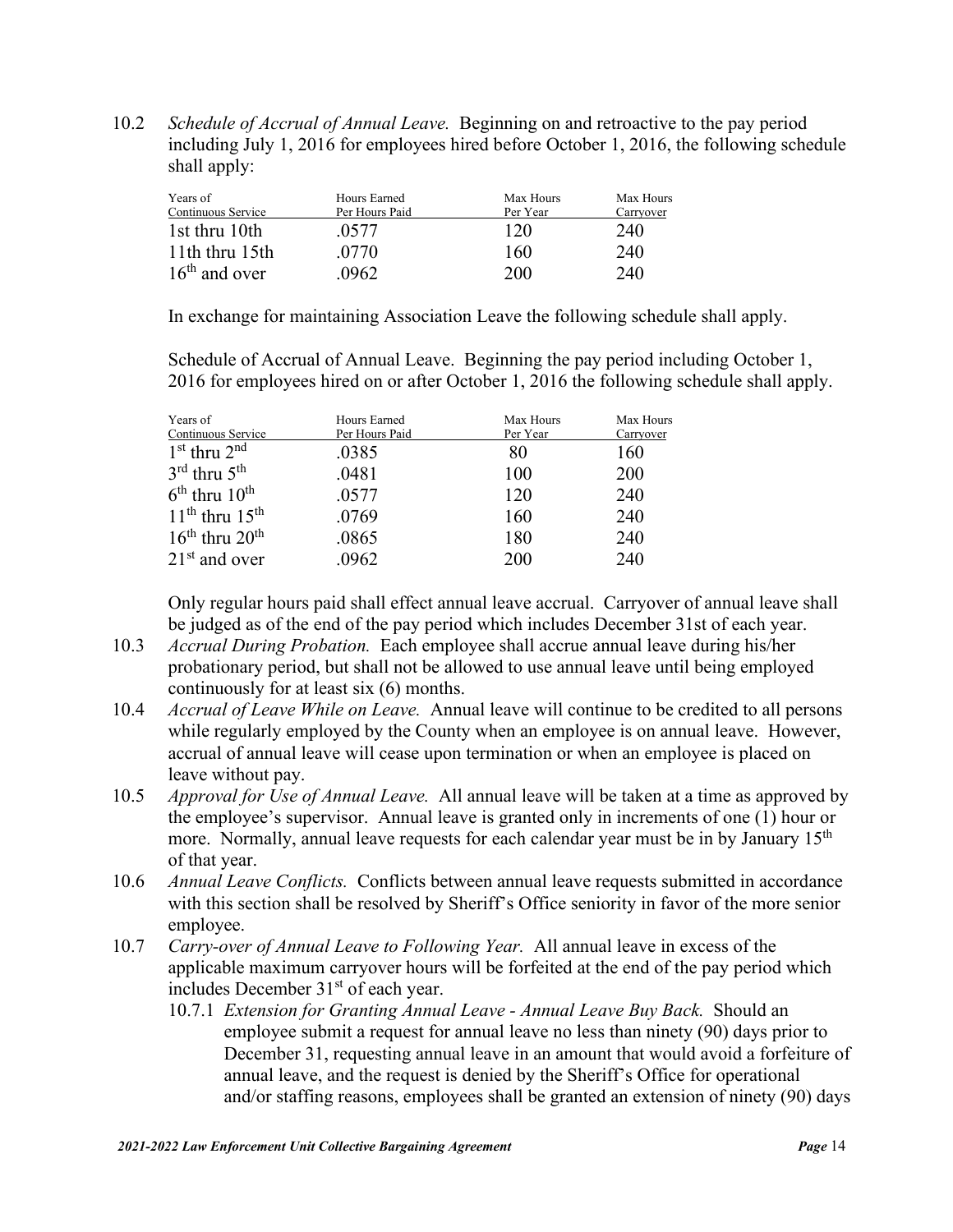10.2 *Schedule of Accrual of Annual Leave.* Beginning on and retroactive to the pay period including July 1, 2016 for employees hired before October 1, 2016, the following schedule shall apply:

| Years of Continuous Service | Hours Earned Per Hours Paid | Max Hours Per Year | Max Hours Carryover |
|---|---|---|---|
| 1st thru 10th | .0577 | 120 | 240 |
| 11th thru 15th | .0770 | 160 | 240 |
| 16th and over | .0962 | 200 | 240 |

In exchange for maintaining Association Leave the following schedule shall apply.

Schedule of Accrual of Annual Leave. Beginning the pay period including October 1, 2016 for employees hired on or after October 1, 2016 the following schedule shall apply.

| Years of Continuous Service | Hours Earned Per Hours Paid | Max Hours Per Year | Max Hours Carryover |
|---|---|---|---|
| 1st thru 2nd | .0385 | 80 | 160 |
| 3rd thru 5th | .0481 | 100 | 200 |
| 6th thru 10th | .0577 | 120 | 240 |
| 11th thru 15th | .0769 | 160 | 240 |
| 16th thru 20th | .0865 | 180 | 240 |
| 21st and over | .0962 | 200 | 240 |

Only regular hours paid shall effect annual leave accrual. Carryover of annual leave shall be judged as of the end of the pay period which includes December 31st of each year.

10.3 *Accrual During Probation.* Each employee shall accrue annual leave during his/her probationary period, but shall not be allowed to use annual leave until being employed continuously for at least six (6) months.

10.4 *Accrual of Leave While on Leave.* Annual leave will continue to be credited to all persons while regularly employed by the County when an employee is on annual leave. However, accrual of annual leave will cease upon termination or when an employee is placed on leave without pay.

10.5 *Approval for Use of Annual Leave.* All annual leave will be taken at a time as approved by the employee's supervisor. Annual leave is granted only in increments of one (1) hour or more. Normally, annual leave requests for each calendar year must be in by January 15th of that year.

10.6 *Annual Leave Conflicts.* Conflicts between annual leave requests submitted in accordance with this section shall be resolved by Sheriff's Office seniority in favor of the more senior employee.

10.7 *Carry-over of Annual Leave to Following Year.* All annual leave in excess of the applicable maximum carryover hours will be forfeited at the end of the pay period which includes December 31st of each year.

10.7.1 *Extension for Granting Annual Leave - Annual Leave Buy Back.* Should an employee submit a request for annual leave no less than ninety (90) days prior to December 31, requesting annual leave in an amount that would avoid a forfeiture of annual leave, and the request is denied by the Sheriff's Office for operational and/or staffing reasons, employees shall be granted an extension of ninety (90) days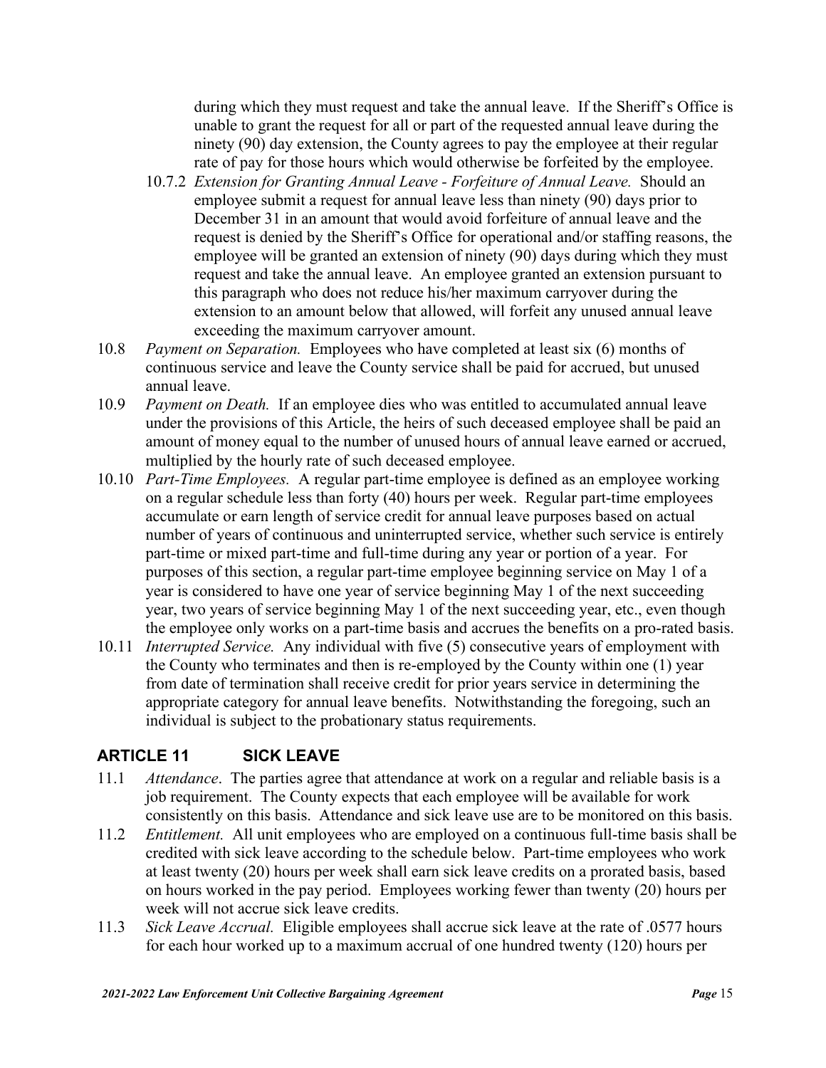during which they must request and take the annual leave. If the Sheriff's Office is unable to grant the request for all or part of the requested annual leave during the ninety (90) day extension, the County agrees to pay the employee at their regular rate of pay for those hours which would otherwise be forfeited by the employee.

10.7.2 *Extension for Granting Annual Leave - Forfeiture of Annual Leave.* Should an employee submit a request for annual leave less than ninety (90) days prior to December 31 in an amount that would avoid forfeiture of annual leave and the request is denied by the Sheriff's Office for operational and/or staffing reasons, the employee will be granted an extension of ninety (90) days during which they must request and take the annual leave. An employee granted an extension pursuant to this paragraph who does not reduce his/her maximum carryover during the extension to an amount below that allowed, will forfeit any unused annual leave exceeding the maximum carryover amount.

10.8 *Payment on Separation.* Employees who have completed at least six (6) months of continuous service and leave the County service shall be paid for accrued, but unused annual leave.

10.9 *Payment on Death.* If an employee dies who was entitled to accumulated annual leave under the provisions of this Article, the heirs of such deceased employee shall be paid an amount of money equal to the number of unused hours of annual leave earned or accrued, multiplied by the hourly rate of such deceased employee.

10.10 *Part-Time Employees.* A regular part-time employee is defined as an employee working on a regular schedule less than forty (40) hours per week. Regular part-time employees accumulate or earn length of service credit for annual leave purposes based on actual number of years of continuous and uninterrupted service, whether such service is entirely part-time or mixed part-time and full-time during any year or portion of a year. For purposes of this section, a regular part-time employee beginning service on May 1 of a year is considered to have one year of service beginning May 1 of the next succeeding year, two years of service beginning May 1 of the next succeeding year, etc., even though the employee only works on a part-time basis and accrues the benefits on a pro-rated basis.

10.11 *Interrupted Service.* Any individual with five (5) consecutive years of employment with the County who terminates and then is re-employed by the County within one (1) year from date of termination shall receive credit for prior years service in determining the appropriate category for annual leave benefits. Notwithstanding the foregoing, such an individual is subject to the probationary status requirements.

## ARTICLE 11 SICK LEAVE

11.1 *Attendance*. The parties agree that attendance at work on a regular and reliable basis is a job requirement. The County expects that each employee will be available for work consistently on this basis. Attendance and sick leave use are to be monitored on this basis.

11.2 *Entitlement.* All unit employees who are employed on a continuous full-time basis shall be credited with sick leave according to the schedule below. Part-time employees who work at least twenty (20) hours per week shall earn sick leave credits on a prorated basis, based on hours worked in the pay period. Employees working fewer than twenty (20) hours per week will not accrue sick leave credits.

11.3 *Sick Leave Accrual.* Eligible employees shall accrue sick leave at the rate of .0577 hours for each hour worked up to a maximum accrual of one hundred twenty (120) hours per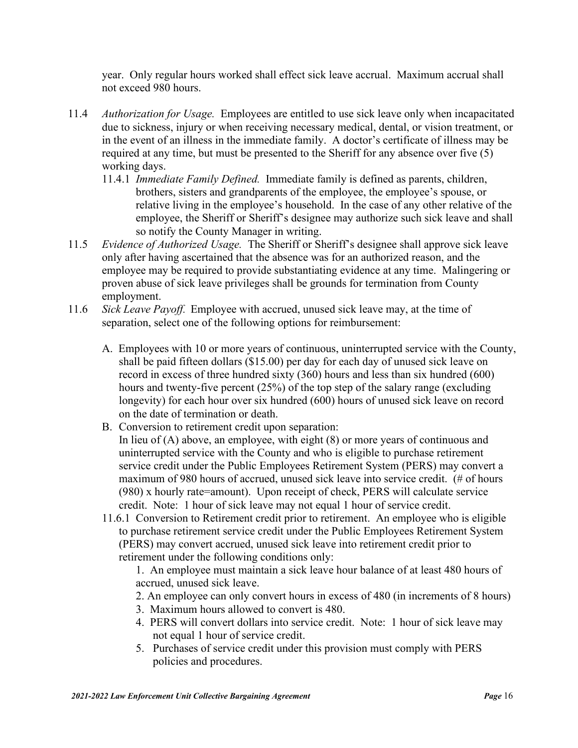year. Only regular hours worked shall effect sick leave accrual. Maximum accrual shall not exceed 980 hours.

11.4 *Authorization for Usage.* Employees are entitled to use sick leave only when incapacitated due to sickness, injury or when receiving necessary medical, dental, or vision treatment, or in the event of an illness in the immediate family. A doctor's certificate of illness may be required at any time, but must be presented to the Sheriff for any absence over five (5) working days.

11.4.1 *Immediate Family Defined.* Immediate family is defined as parents, children, brothers, sisters and grandparents of the employee, the employee's spouse, or relative living in the employee's household. In the case of any other relative of the employee, the Sheriff or Sheriff's designee may authorize such sick leave and shall so notify the County Manager in writing.

11.5 *Evidence of Authorized Usage.* The Sheriff or Sheriff's designee shall approve sick leave only after having ascertained that the absence was for an authorized reason, and the employee may be required to provide substantiating evidence at any time. Malingering or proven abuse of sick leave privileges shall be grounds for termination from County employment.

11.6 *Sick Leave Payoff.* Employee with accrued, unused sick leave may, at the time of separation, select one of the following options for reimbursement:

A. Employees with 10 or more years of continuous, uninterrupted service with the County, shall be paid fifteen dollars ($15.00) per day for each day of unused sick leave on record in excess of three hundred sixty (360) hours and less than six hundred (600) hours and twenty-five percent (25%) of the top step of the salary range (excluding longevity) for each hour over six hundred (600) hours of unused sick leave on record on the date of termination or death.

B. Conversion to retirement credit upon separation:
In lieu of (A) above, an employee, with eight (8) or more years of continuous and uninterrupted service with the County and who is eligible to purchase retirement service credit under the Public Employees Retirement System (PERS) may convert a maximum of 980 hours of accrued, unused sick leave into service credit. (# of hours (980) x hourly rate=amount). Upon receipt of check, PERS will calculate service credit. Note: 1 hour of sick leave may not equal 1 hour of service credit.

11.6.1 Conversion to Retirement credit prior to retirement. An employee who is eligible to purchase retirement service credit under the Public Employees Retirement System (PERS) may convert accrued, unused sick leave into retirement credit prior to retirement under the following conditions only:

1. An employee must maintain a sick leave hour balance of at least 480 hours of accrued, unused sick leave.
2. An employee can only convert hours in excess of 480 (in increments of 8 hours)
3. Maximum hours allowed to convert is 480.
4. PERS will convert dollars into service credit. Note: 1 hour of sick leave may not equal 1 hour of service credit.
5. Purchases of service credit under this provision must comply with PERS policies and procedures.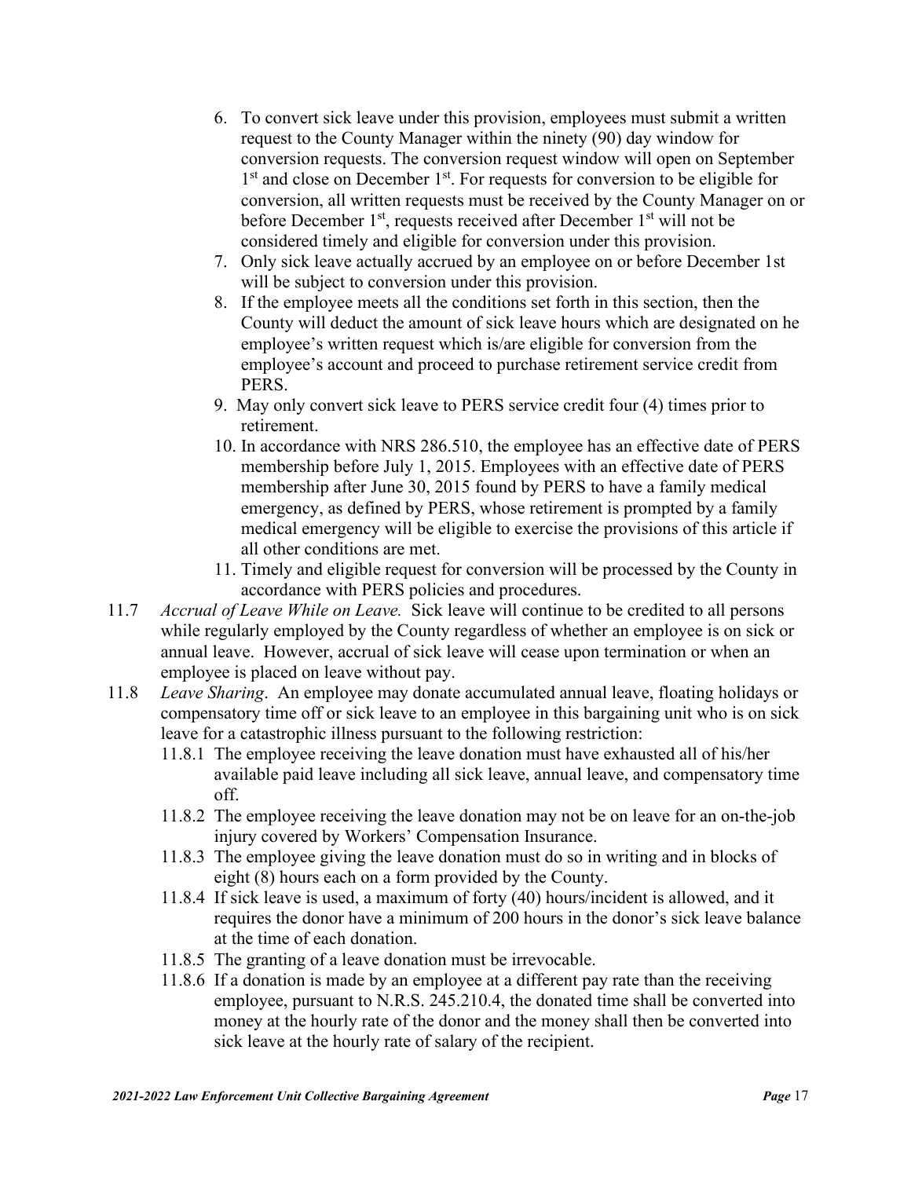6. To convert sick leave under this provision, employees must submit a written request to the County Manager within the ninety (90) day window for conversion requests. The conversion request window will open on September 1st and close on December 1st. For requests for conversion to be eligible for conversion, all written requests must be received by the County Manager on or before December 1st, requests received after December 1st will not be considered timely and eligible for conversion under this provision.
7. Only sick leave actually accrued by an employee on or before December 1st will be subject to conversion under this provision.
8. If the employee meets all the conditions set forth in this section, then the County will deduct the amount of sick leave hours which are designated on he employee's written request which is/are eligible for conversion from the employee's account and proceed to purchase retirement service credit from PERS.
9. May only convert sick leave to PERS service credit four (4) times prior to retirement.
10. In accordance with NRS 286.510, the employee has an effective date of PERS membership before July 1, 2015. Employees with an effective date of PERS membership after June 30, 2015 found by PERS to have a family medical emergency, as defined by PERS, whose retirement is prompted by a family medical emergency will be eligible to exercise the provisions of this article if all other conditions are met.
11. Timely and eligible request for conversion will be processed by the County in accordance with PERS policies and procedures.

11.7 *Accrual of Leave While on Leave.* Sick leave will continue to be credited to all persons while regularly employed by the County regardless of whether an employee is on sick or annual leave. However, accrual of sick leave will cease upon termination or when an employee is placed on leave without pay.

11.8 *Leave Sharing*. An employee may donate accumulated annual leave, floating holidays or compensatory time off or sick leave to an employee in this bargaining unit who is on sick leave for a catastrophic illness pursuant to the following restriction:

11.8.1 The employee receiving the leave donation must have exhausted all of his/her available paid leave including all sick leave, annual leave, and compensatory time off.

11.8.2 The employee receiving the leave donation may not be on leave for an on-the-job injury covered by Workers' Compensation Insurance.

11.8.3 The employee giving the leave donation must do so in writing and in blocks of eight (8) hours each on a form provided by the County.

11.8.4 If sick leave is used, a maximum of forty (40) hours/incident is allowed, and it requires the donor have a minimum of 200 hours in the donor's sick leave balance at the time of each donation.

11.8.5 The granting of a leave donation must be irrevocable.

11.8.6 If a donation is made by an employee at a different pay rate than the receiving employee, pursuant to N.R.S. 245.210.4, the donated time shall be converted into money at the hourly rate of the donor and the money shall then be converted into sick leave at the hourly rate of salary of the recipient.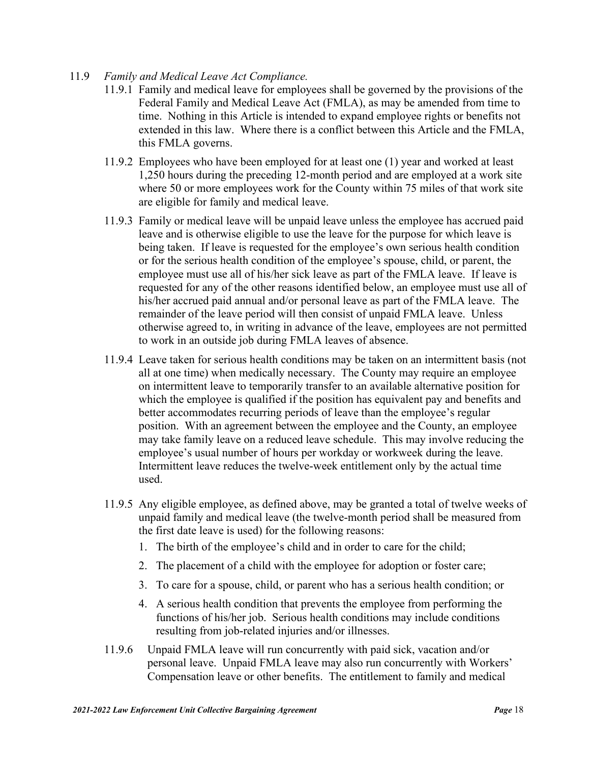11.9 *Family and Medical Leave Act Compliance.*

11.9.1 Family and medical leave for employees shall be governed by the provisions of the Federal Family and Medical Leave Act (FMLA), as may be amended from time to time. Nothing in this Article is intended to expand employee rights or benefits not extended in this law. Where there is a conflict between this Article and the FMLA, this FMLA governs.

11.9.2 Employees who have been employed for at least one (1) year and worked at least 1,250 hours during the preceding 12-month period and are employed at a work site where 50 or more employees work for the County within 75 miles of that work site are eligible for family and medical leave.

11.9.3 Family or medical leave will be unpaid leave unless the employee has accrued paid leave and is otherwise eligible to use the leave for the purpose for which leave is being taken. If leave is requested for the employee's own serious health condition or for the serious health condition of the employee's spouse, child, or parent, the employee must use all of his/her sick leave as part of the FMLA leave. If leave is requested for any of the other reasons identified below, an employee must use all of his/her accrued paid annual and/or personal leave as part of the FMLA leave. The remainder of the leave period will then consist of unpaid FMLA leave. Unless otherwise agreed to, in writing in advance of the leave, employees are not permitted to work in an outside job during FMLA leaves of absence.

11.9.4 Leave taken for serious health conditions may be taken on an intermittent basis (not all at one time) when medically necessary. The County may require an employee on intermittent leave to temporarily transfer to an available alternative position for which the employee is qualified if the position has equivalent pay and benefits and better accommodates recurring periods of leave than the employee's regular position. With an agreement between the employee and the County, an employee may take family leave on a reduced leave schedule. This may involve reducing the employee's usual number of hours per workday or workweek during the leave. Intermittent leave reduces the twelve-week entitlement only by the actual time used.

11.9.5 Any eligible employee, as defined above, may be granted a total of twelve weeks of unpaid family and medical leave (the twelve-month period shall be measured from the first date leave is used) for the following reasons:

1. The birth of the employee's child and in order to care for the child;
2. The placement of a child with the employee for adoption or foster care;
3. To care for a spouse, child, or parent who has a serious health condition; or
4. A serious health condition that prevents the employee from performing the functions of his/her job. Serious health conditions may include conditions resulting from job-related injuries and/or illnesses.

11.9.6 Unpaid FMLA leave will run concurrently with paid sick, vacation and/or personal leave. Unpaid FMLA leave may also run concurrently with Workers' Compensation leave or other benefits. The entitlement to family and medical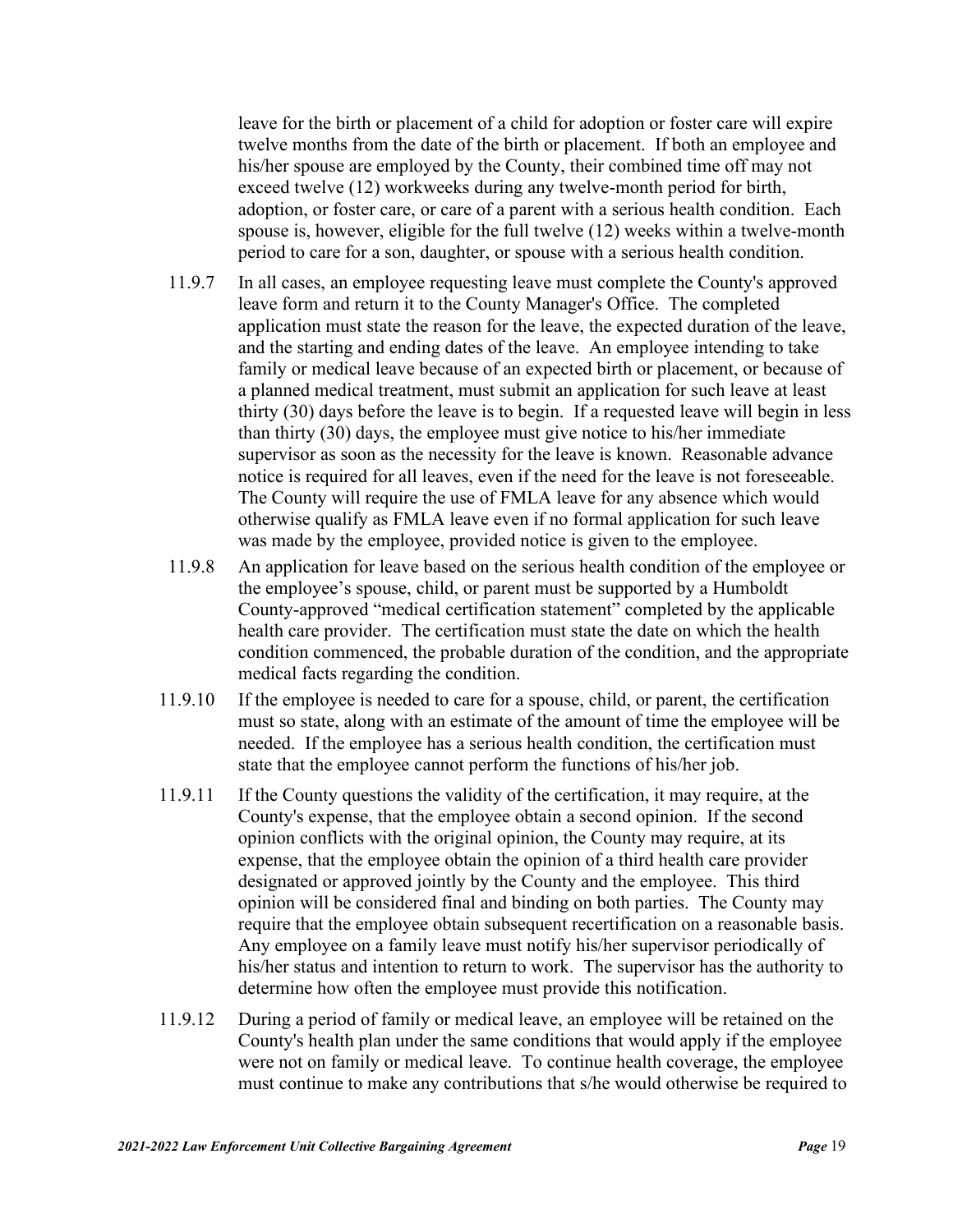leave for the birth or placement of a child for adoption or foster care will expire twelve months from the date of the birth or placement. If both an employee and his/her spouse are employed by the County, their combined time off may not exceed twelve (12) workweeks during any twelve-month period for birth, adoption, or foster care, or care of a parent with a serious health condition. Each spouse is, however, eligible for the full twelve (12) weeks within a twelve-month period to care for a son, daughter, or spouse with a serious health condition.

11.9.7 In all cases, an employee requesting leave must complete the County's approved leave form and return it to the County Manager's Office. The completed application must state the reason for the leave, the expected duration of the leave, and the starting and ending dates of the leave. An employee intending to take family or medical leave because of an expected birth or placement, or because of a planned medical treatment, must submit an application for such leave at least thirty (30) days before the leave is to begin. If a requested leave will begin in less than thirty (30) days, the employee must give notice to his/her immediate supervisor as soon as the necessity for the leave is known. Reasonable advance notice is required for all leaves, even if the need for the leave is not foreseeable. The County will require the use of FMLA leave for any absence which would otherwise qualify as FMLA leave even if no formal application for such leave was made by the employee, provided notice is given to the employee.

11.9.8 An application for leave based on the serious health condition of the employee or the employee's spouse, child, or parent must be supported by a Humboldt County-approved "medical certification statement" completed by the applicable health care provider. The certification must state the date on which the health condition commenced, the probable duration of the condition, and the appropriate medical facts regarding the condition.

11.9.10 If the employee is needed to care for a spouse, child, or parent, the certification must so state, along with an estimate of the amount of time the employee will be needed. If the employee has a serious health condition, the certification must state that the employee cannot perform the functions of his/her job.

11.9.11 If the County questions the validity of the certification, it may require, at the County's expense, that the employee obtain a second opinion. If the second opinion conflicts with the original opinion, the County may require, at its expense, that the employee obtain the opinion of a third health care provider designated or approved jointly by the County and the employee. This third opinion will be considered final and binding on both parties. The County may require that the employee obtain subsequent recertification on a reasonable basis. Any employee on a family leave must notify his/her supervisor periodically of his/her status and intention to return to work. The supervisor has the authority to determine how often the employee must provide this notification.

11.9.12 During a period of family or medical leave, an employee will be retained on the County's health plan under the same conditions that would apply if the employee were not on family or medical leave. To continue health coverage, the employee must continue to make any contributions that s/he would otherwise be required to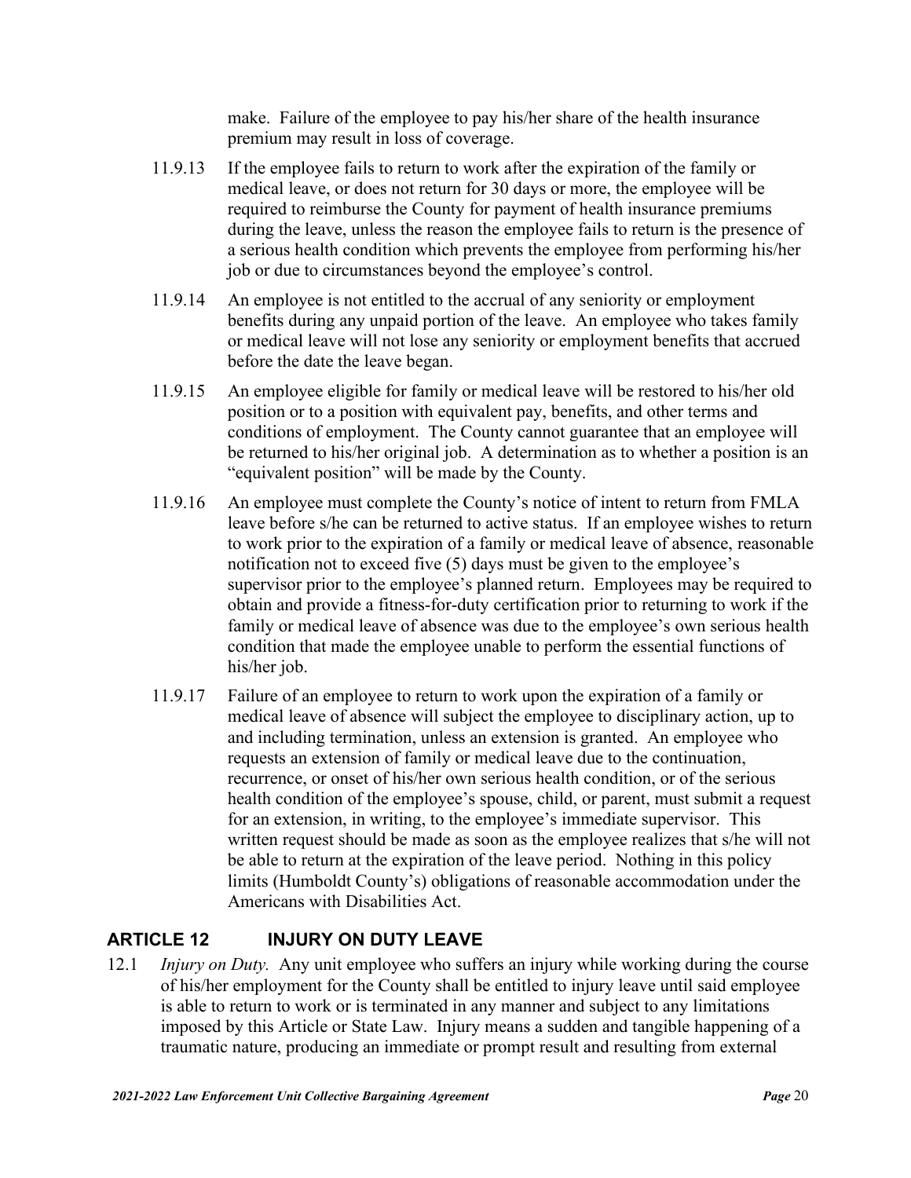make. Failure of the employee to pay his/her share of the health insurance premium may result in loss of coverage.

11.9.13 If the employee fails to return to work after the expiration of the family or medical leave, or does not return for 30 days or more, the employee will be required to reimburse the County for payment of health insurance premiums during the leave, unless the reason the employee fails to return is the presence of a serious health condition which prevents the employee from performing his/her job or due to circumstances beyond the employee's control.

11.9.14 An employee is not entitled to the accrual of any seniority or employment benefits during any unpaid portion of the leave. An employee who takes family or medical leave will not lose any seniority or employment benefits that accrued before the date the leave began.

11.9.15 An employee eligible for family or medical leave will be restored to his/her old position or to a position with equivalent pay, benefits, and other terms and conditions of employment. The County cannot guarantee that an employee will be returned to his/her original job. A determination as to whether a position is an "equivalent position" will be made by the County.

11.9.16 An employee must complete the County's notice of intent to return from FMLA leave before s/he can be returned to active status. If an employee wishes to return to work prior to the expiration of a family or medical leave of absence, reasonable notification not to exceed five (5) days must be given to the employee's supervisor prior to the employee's planned return. Employees may be required to obtain and provide a fitness-for-duty certification prior to returning to work if the family or medical leave of absence was due to the employee's own serious health condition that made the employee unable to perform the essential functions of his/her job.

11.9.17 Failure of an employee to return to work upon the expiration of a family or medical leave of absence will subject the employee to disciplinary action, up to and including termination, unless an extension is granted. An employee who requests an extension of family or medical leave due to the continuation, recurrence, or onset of his/her own serious health condition, or of the serious health condition of the employee's spouse, child, or parent, must submit a request for an extension, in writing, to the employee's immediate supervisor. This written request should be made as soon as the employee realizes that s/he will not be able to return at the expiration of the leave period. Nothing in this policy limits (Humboldt County's) obligations of reasonable accommodation under the Americans with Disabilities Act.

## ARTICLE 12 INJURY ON DUTY LEAVE

12.1 *Injury on Duty.* Any unit employee who suffers an injury while working during the course of his/her employment for the County shall be entitled to injury leave until said employee is able to return to work or is terminated in any manner and subject to any limitations imposed by this Article or State Law. Injury means a sudden and tangible happening of a traumatic nature, producing an immediate or prompt result and resulting from external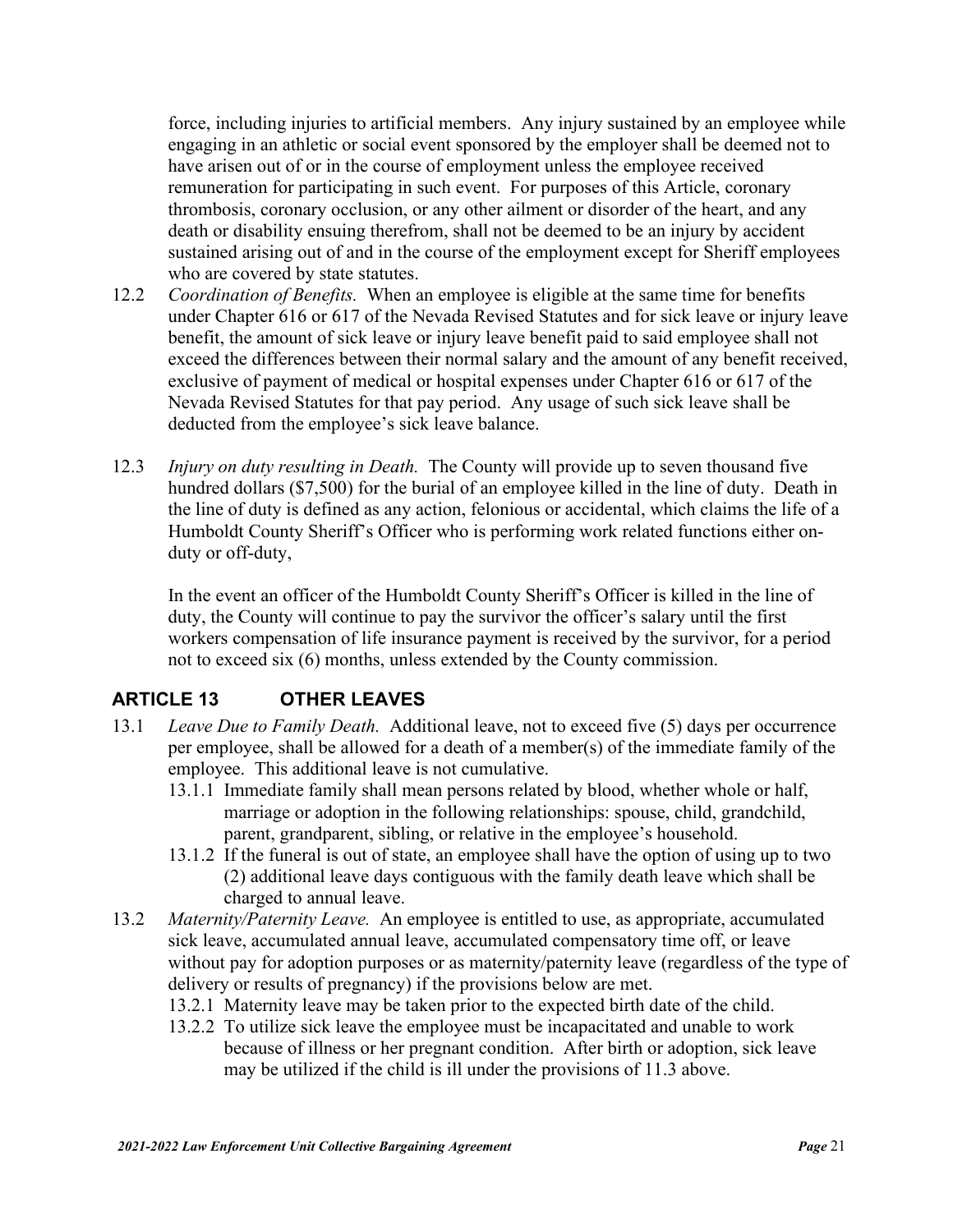force, including injuries to artificial members. Any injury sustained by an employee while engaging in an athletic or social event sponsored by the employer shall be deemed not to have arisen out of or in the course of employment unless the employee received remuneration for participating in such event. For purposes of this Article, coronary thrombosis, coronary occlusion, or any other ailment or disorder of the heart, and any death or disability ensuing therefrom, shall not be deemed to be an injury by accident sustained arising out of and in the course of the employment except for Sheriff employees who are covered by state statutes.

12.2 *Coordination of Benefits.* When an employee is eligible at the same time for benefits under Chapter 616 or 617 of the Nevada Revised Statutes and for sick leave or injury leave benefit, the amount of sick leave or injury leave benefit paid to said employee shall not exceed the differences between their normal salary and the amount of any benefit received, exclusive of payment of medical or hospital expenses under Chapter 616 or 617 of the Nevada Revised Statutes for that pay period. Any usage of such sick leave shall be deducted from the employee's sick leave balance.

12.3 *Injury on duty resulting in Death.* The County will provide up to seven thousand five hundred dollars ($7,500) for the burial of an employee killed in the line of duty. Death in the line of duty is defined as any action, felonious or accidental, which claims the life of a Humboldt County Sheriff's Officer who is performing work related functions either on-duty or off-duty,

In the event an officer of the Humboldt County Sheriff's Officer is killed in the line of duty, the County will continue to pay the survivor the officer's salary until the first workers compensation of life insurance payment is received by the survivor, for a period not to exceed six (6) months, unless extended by the County commission.

## ARTICLE 13 OTHER LEAVES

13.1 *Leave Due to Family Death.* Additional leave, not to exceed five (5) days per occurrence per employee, shall be allowed for a death of a member(s) of the immediate family of the employee. This additional leave is not cumulative.

- 13.1.1 Immediate family shall mean persons related by blood, whether whole or half, marriage or adoption in the following relationships: spouse, child, grandchild, parent, grandparent, sibling, or relative in the employee's household.
- 13.1.2 If the funeral is out of state, an employee shall have the option of using up to two (2) additional leave days contiguous with the family death leave which shall be charged to annual leave.

13.2 *Maternity/Paternity Leave.* An employee is entitled to use, as appropriate, accumulated sick leave, accumulated annual leave, accumulated compensatory time off, or leave without pay for adoption purposes or as maternity/paternity leave (regardless of the type of delivery or results of pregnancy) if the provisions below are met.

- 13.2.1 Maternity leave may be taken prior to the expected birth date of the child.
- 13.2.2 To utilize sick leave the employee must be incapacitated and unable to work because of illness or her pregnant condition. After birth or adoption, sick leave may be utilized if the child is ill under the provisions of 11.3 above.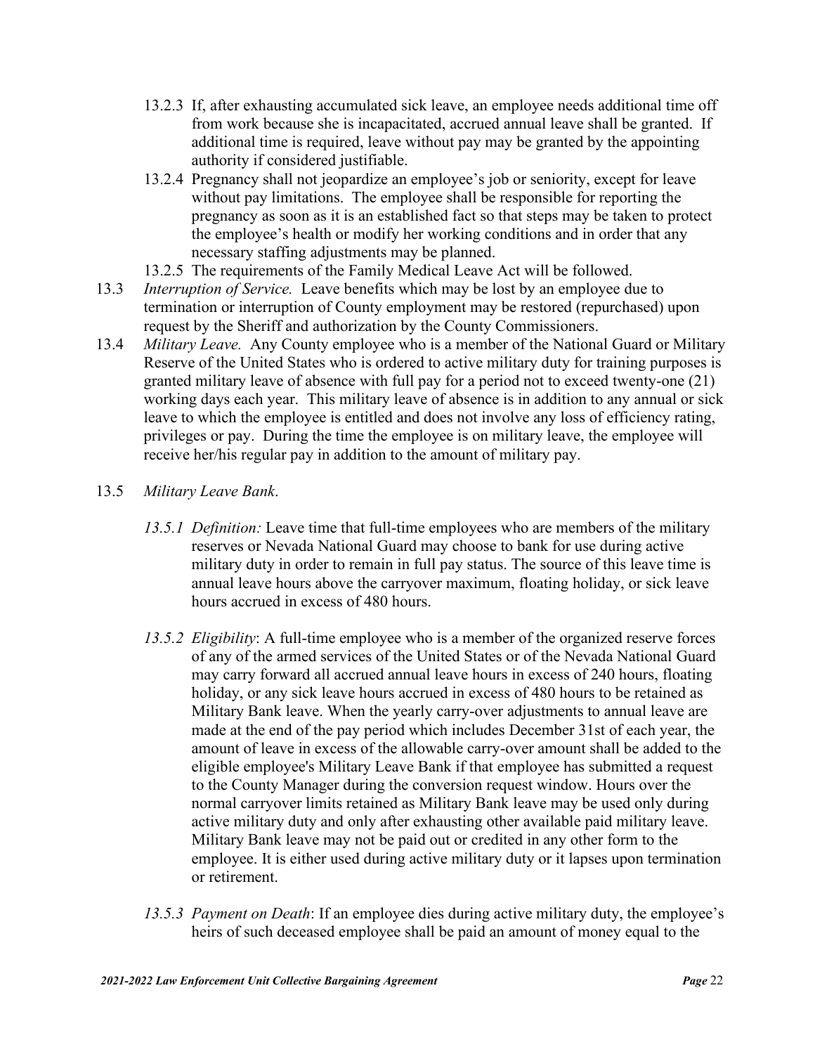13.2.3 If, after exhausting accumulated sick leave, an employee needs additional time off from work because she is incapacitated, accrued annual leave shall be granted. If additional time is required, leave without pay may be granted by the appointing authority if considered justifiable.

13.2.4 Pregnancy shall not jeopardize an employee's job or seniority, except for leave without pay limitations. The employee shall be responsible for reporting the pregnancy as soon as it is an established fact so that steps may be taken to protect the employee's health or modify her working conditions and in order that any necessary staffing adjustments may be planned.

13.2.5 The requirements of the Family Medical Leave Act will be followed.

13.3 *Interruption of Service.* Leave benefits which may be lost by an employee due to termination or interruption of County employment may be restored (repurchased) upon request by the Sheriff and authorization by the County Commissioners.

13.4 *Military Leave.* Any County employee who is a member of the National Guard or Military Reserve of the United States who is ordered to active military duty for training purposes is granted military leave of absence with full pay for a period not to exceed twenty-one (21) working days each year. This military leave of absence is in addition to any annual or sick leave to which the employee is entitled and does not involve any loss of efficiency rating, privileges or pay. During the time the employee is on military leave, the employee will receive her/his regular pay in addition to the amount of military pay.

13.5 *Military Leave Bank*.

*13.5.1 Definition:* Leave time that full-time employees who are members of the military reserves or Nevada National Guard may choose to bank for use during active military duty in order to remain in full pay status. The source of this leave time is annual leave hours above the carryover maximum, floating holiday, or sick leave hours accrued in excess of 480 hours.

*13.5.2 Eligibility*: A full-time employee who is a member of the organized reserve forces of any of the armed services of the United States or of the Nevada National Guard may carry forward all accrued annual leave hours in excess of 240 hours, floating holiday, or any sick leave hours accrued in excess of 480 hours to be retained as Military Bank leave. When the yearly carry-over adjustments to annual leave are made at the end of the pay period which includes December 31st of each year, the amount of leave in excess of the allowable carry-over amount shall be added to the eligible employee's Military Leave Bank if that employee has submitted a request to the County Manager during the conversion request window. Hours over the normal carryover limits retained as Military Bank leave may be used only during active military duty and only after exhausting other available paid military leave. Military Bank leave may not be paid out or credited in any other form to the employee. It is either used during active military duty or it lapses upon termination or retirement.

*13.5.3 Payment on Death*: If an employee dies during active military duty, the employee's heirs of such deceased employee shall be paid an amount of money equal to the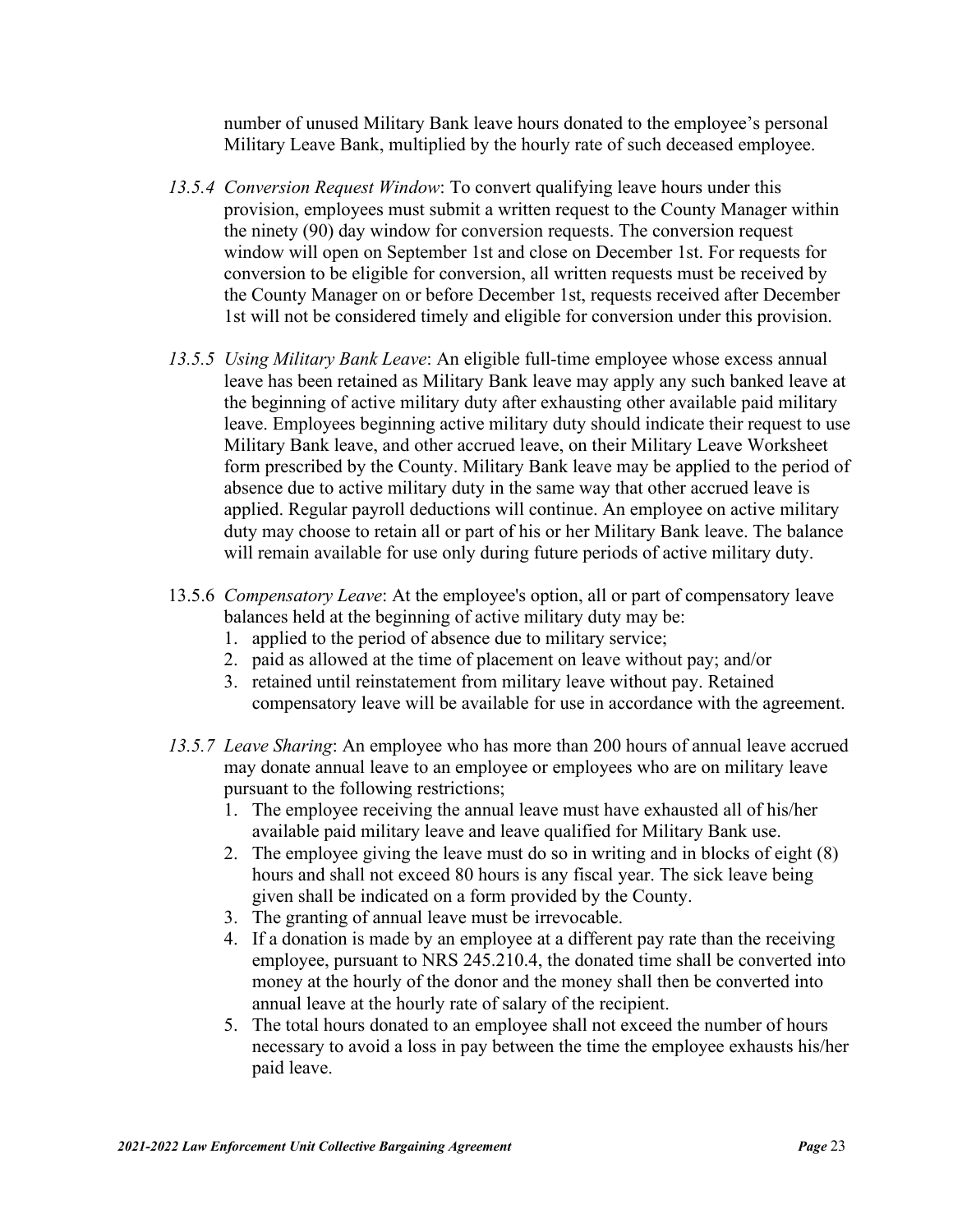number of unused Military Bank leave hours donated to the employee's personal Military Leave Bank, multiplied by the hourly rate of such deceased employee.

*13.5.4 Conversion Request Window*: To convert qualifying leave hours under this provision, employees must submit a written request to the County Manager within the ninety (90) day window for conversion requests. The conversion request window will open on September 1st and close on December 1st. For requests for conversion to be eligible for conversion, all written requests must be received by the County Manager on or before December 1st, requests received after December 1st will not be considered timely and eligible for conversion under this provision.

*13.5.5 Using Military Bank Leave*: An eligible full-time employee whose excess annual leave has been retained as Military Bank leave may apply any such banked leave at the beginning of active military duty after exhausting other available paid military leave. Employees beginning active military duty should indicate their request to use Military Bank leave, and other accrued leave, on their Military Leave Worksheet form prescribed by the County. Military Bank leave may be applied to the period of absence due to active military duty in the same way that other accrued leave is applied. Regular payroll deductions will continue. An employee on active military duty may choose to retain all or part of his or her Military Bank leave. The balance will remain available for use only during future periods of active military duty.

13.5.6 *Compensatory Leave*: At the employee's option, all or part of compensatory leave balances held at the beginning of active military duty may be:

1. applied to the period of absence due to military service;
2. paid as allowed at the time of placement on leave without pay; and/or
3. retained until reinstatement from military leave without pay. Retained compensatory leave will be available for use in accordance with the agreement.

*13.5.7 Leave Sharing*: An employee who has more than 200 hours of annual leave accrued may donate annual leave to an employee or employees who are on military leave pursuant to the following restrictions;

1. The employee receiving the annual leave must have exhausted all of his/her available paid military leave and leave qualified for Military Bank use.
2. The employee giving the leave must do so in writing and in blocks of eight (8) hours and shall not exceed 80 hours is any fiscal year. The sick leave being given shall be indicated on a form provided by the County.
3. The granting of annual leave must be irrevocable.
4. If a donation is made by an employee at a different pay rate than the receiving employee, pursuant to NRS 245.210.4, the donated time shall be converted into money at the hourly of the donor and the money shall then be converted into annual leave at the hourly rate of salary of the recipient.
5. The total hours donated to an employee shall not exceed the number of hours necessary to avoid a loss in pay between the time the employee exhausts his/her paid leave.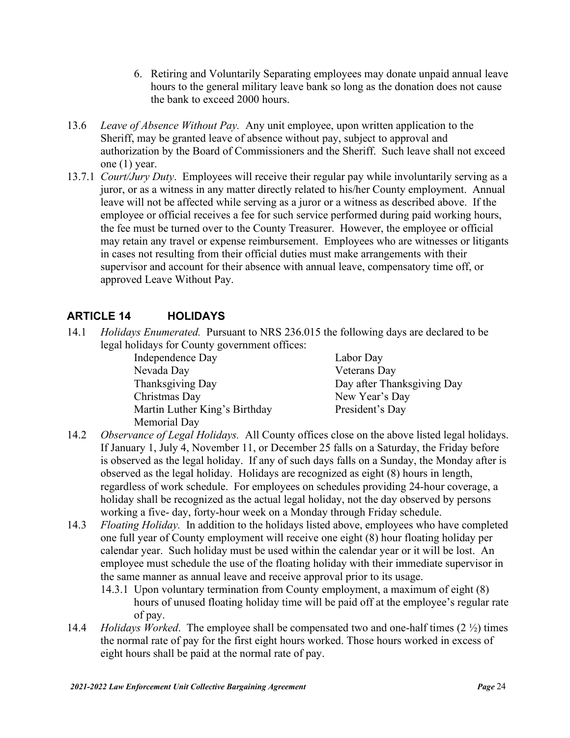6. Retiring and Voluntarily Separating employees may donate unpaid annual leave hours to the general military leave bank so long as the donation does not cause the bank to exceed 2000 hours.

13.6 *Leave of Absence Without Pay.* Any unit employee, upon written application to the Sheriff, may be granted leave of absence without pay, subject to approval and authorization by the Board of Commissioners and the Sheriff. Such leave shall not exceed one (1) year.

13.7.1 *Court/Jury Duty*. Employees will receive their regular pay while involuntarily serving as a juror, or as a witness in any matter directly related to his/her County employment. Annual leave will not be affected while serving as a juror or a witness as described above. If the employee or official receives a fee for such service performed during paid working hours, the fee must be turned over to the County Treasurer. However, the employee or official may retain any travel or expense reimbursement. Employees who are witnesses or litigants in cases not resulting from their official duties must make arrangements with their supervisor and account for their absence with annual leave, compensatory time off, or approved Leave Without Pay.

## ARTICLE 14 HOLIDAYS

14.1 *Holidays Enumerated.* Pursuant to NRS 236.015 the following days are declared to be legal holidays for County government offices:

| | |
|---|---|
| Independence Day | Labor Day |
| Nevada Day | Veterans Day |
| Thanksgiving Day | Day after Thanksgiving Day |
| Christmas Day | New Year's Day |
| Martin Luther King's Birthday | President's Day |
| Memorial Day | |

14.2 *Observance of Legal Holidays.* All County offices close on the above listed legal holidays. If January 1, July 4, November 11, or December 25 falls on a Saturday, the Friday before is observed as the legal holiday. If any of such days falls on a Sunday, the Monday after is observed as the legal holiday. Holidays are recognized as eight (8) hours in length, regardless of work schedule. For employees on schedules providing 24-hour coverage, a holiday shall be recognized as the actual legal holiday, not the day observed by persons working a five- day, forty-hour week on a Monday through Friday schedule.

14.3 *Floating Holiday.* In addition to the holidays listed above, employees who have completed one full year of County employment will receive one eight (8) hour floating holiday per calendar year. Such holiday must be used within the calendar year or it will be lost. An employee must schedule the use of the floating holiday with their immediate supervisor in the same manner as annual leave and receive approval prior to its usage.

14.3.1 Upon voluntary termination from County employment, a maximum of eight (8) hours of unused floating holiday time will be paid off at the employee's regular rate of pay.

14.4 *Holidays Worked*. The employee shall be compensated two and one-half times (2 ½) times the normal rate of pay for the first eight hours worked. Those hours worked in excess of eight hours shall be paid at the normal rate of pay.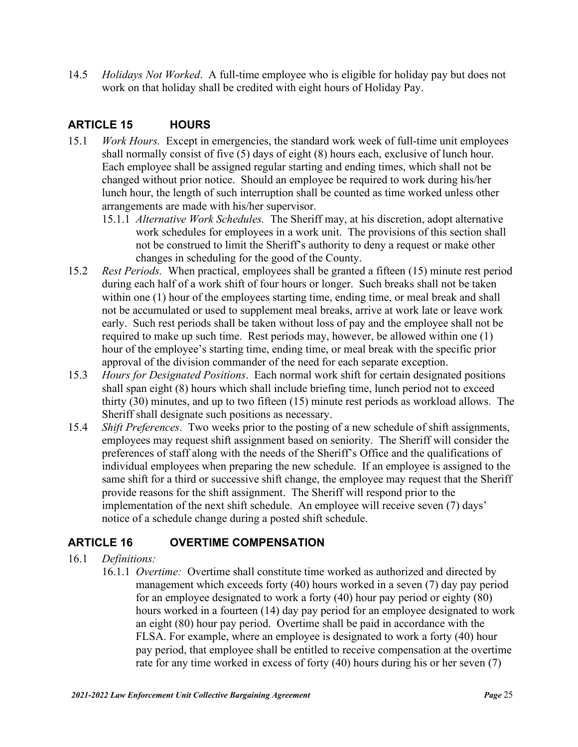14.5 *Holidays Not Worked*. A full-time employee who is eligible for holiday pay but does not work on that holiday shall be credited with eight hours of Holiday Pay.

## ARTICLE 15 HOURS

15.1 *Work Hours.* Except in emergencies, the standard work week of full-time unit employees shall normally consist of five (5) days of eight (8) hours each, exclusive of lunch hour. Each employee shall be assigned regular starting and ending times, which shall not be changed without prior notice. Should an employee be required to work during his/her lunch hour, the length of such interruption shall be counted as time worked unless other arrangements are made with his/her supervisor.

15.1.1 *Alternative Work Schedules.* The Sheriff may, at his discretion, adopt alternative work schedules for employees in a work unit. The provisions of this section shall not be construed to limit the Sheriff's authority to deny a request or make other changes in scheduling for the good of the County.

15.2 *Rest Periods.* When practical, employees shall be granted a fifteen (15) minute rest period during each half of a work shift of four hours or longer. Such breaks shall not be taken within one (1) hour of the employees starting time, ending time, or meal break and shall not be accumulated or used to supplement meal breaks, arrive at work late or leave work early. Such rest periods shall be taken without loss of pay and the employee shall not be required to make up such time. Rest periods may, however, be allowed within one (1) hour of the employee's starting time, ending time, or meal break with the specific prior approval of the division commander of the need for each separate exception.

15.3 *Hours for Designated Positions*. Each normal work shift for certain designated positions shall span eight (8) hours which shall include briefing time, lunch period not to exceed thirty (30) minutes, and up to two fifteen (15) minute rest periods as workload allows. The Sheriff shall designate such positions as necessary.

15.4 *Shift Preferences*. Two weeks prior to the posting of a new schedule of shift assignments, employees may request shift assignment based on seniority. The Sheriff will consider the preferences of staff along with the needs of the Sheriff's Office and the qualifications of individual employees when preparing the new schedule. If an employee is assigned to the same shift for a third or successive shift change, the employee may request that the Sheriff provide reasons for the shift assignment. The Sheriff will respond prior to the implementation of the next shift schedule. An employee will receive seven (7) days' notice of a schedule change during a posted shift schedule.

## ARTICLE 16 OVERTIME COMPENSATION

16.1 *Definitions:*

16.1.1 *Overtime:* Overtime shall constitute time worked as authorized and directed by management which exceeds forty (40) hours worked in a seven (7) day pay period for an employee designated to work a forty (40) hour pay period or eighty (80) hours worked in a fourteen (14) day pay period for an employee designated to work an eight (80) hour pay period. Overtime shall be paid in accordance with the FLSA. For example, where an employee is designated to work a forty (40) hour pay period, that employee shall be entitled to receive compensation at the overtime rate for any time worked in excess of forty (40) hours during his or her seven (7)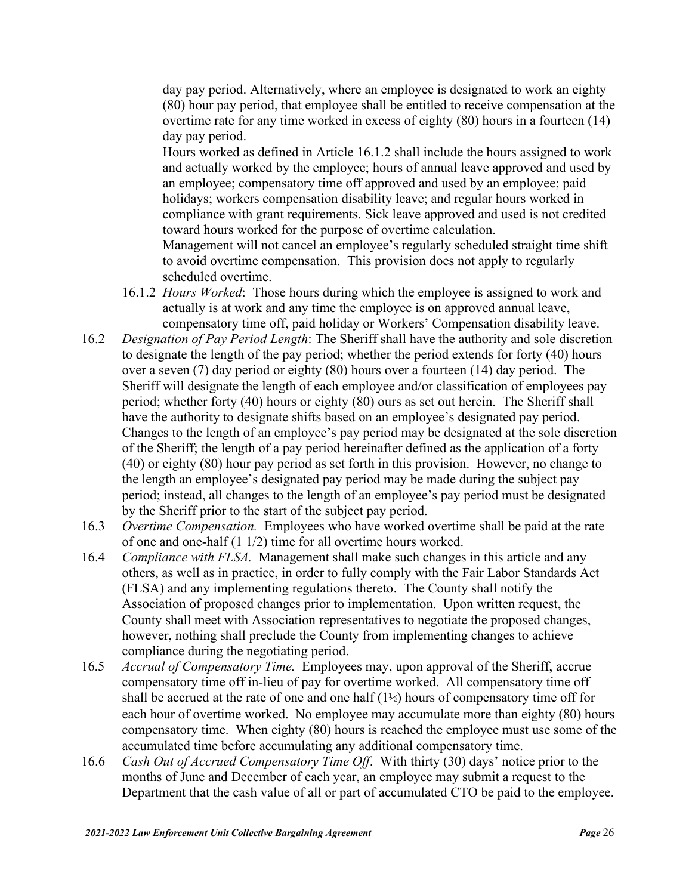day pay period. Alternatively, where an employee is designated to work an eighty (80) hour pay period, that employee shall be entitled to receive compensation at the overtime rate for any time worked in excess of eighty (80) hours in a fourteen (14) day pay period.

Hours worked as defined in Article 16.1.2 shall include the hours assigned to work and actually worked by the employee; hours of annual leave approved and used by an employee; compensatory time off approved and used by an employee; paid holidays; workers compensation disability leave; and regular hours worked in compliance with grant requirements. Sick leave approved and used is not credited toward hours worked for the purpose of overtime calculation.

Management will not cancel an employee's regularly scheduled straight time shift to avoid overtime compensation. This provision does not apply to regularly scheduled overtime.

16.1.2 *Hours Worked*: Those hours during which the employee is assigned to work and actually is at work and any time the employee is on approved annual leave, compensatory time off, paid holiday or Workers' Compensation disability leave.

16.2 *Designation of Pay Period Length*: The Sheriff shall have the authority and sole discretion to designate the length of the pay period; whether the period extends for forty (40) hours over a seven (7) day period or eighty (80) hours over a fourteen (14) day period. The Sheriff will designate the length of each employee and/or classification of employees pay period; whether forty (40) hours or eighty (80) ours as set out herein. The Sheriff shall have the authority to designate shifts based on an employee's designated pay period. Changes to the length of an employee's pay period may be designated at the sole discretion of the Sheriff; the length of a pay period hereinafter defined as the application of a forty (40) or eighty (80) hour pay period as set forth in this provision. However, no change to the length an employee's designated pay period may be made during the subject pay period; instead, all changes to the length of an employee's pay period must be designated by the Sheriff prior to the start of the subject pay period.

16.3 *Overtime Compensation.* Employees who have worked overtime shall be paid at the rate of one and one-half (1 1/2) time for all overtime hours worked.

16.4 *Compliance with FLSA.* Management shall make such changes in this article and any others, as well as in practice, in order to fully comply with the Fair Labor Standards Act (FLSA) and any implementing regulations thereto. The County shall notify the Association of proposed changes prior to implementation. Upon written request, the County shall meet with Association representatives to negotiate the proposed changes, however, nothing shall preclude the County from implementing changes to achieve compliance during the negotiating period.

16.5 *Accrual of Compensatory Time.* Employees may, upon approval of the Sheriff, accrue compensatory time off in-lieu of pay for overtime worked. All compensatory time off shall be accrued at the rate of one and one half (1½) hours of compensatory time off for each hour of overtime worked. No employee may accumulate more than eighty (80) hours compensatory time. When eighty (80) hours is reached the employee must use some of the accumulated time before accumulating any additional compensatory time.

16.6 *Cash Out of Accrued Compensatory Time Off*. With thirty (30) days' notice prior to the months of June and December of each year, an employee may submit a request to the Department that the cash value of all or part of accumulated CTO be paid to the employee.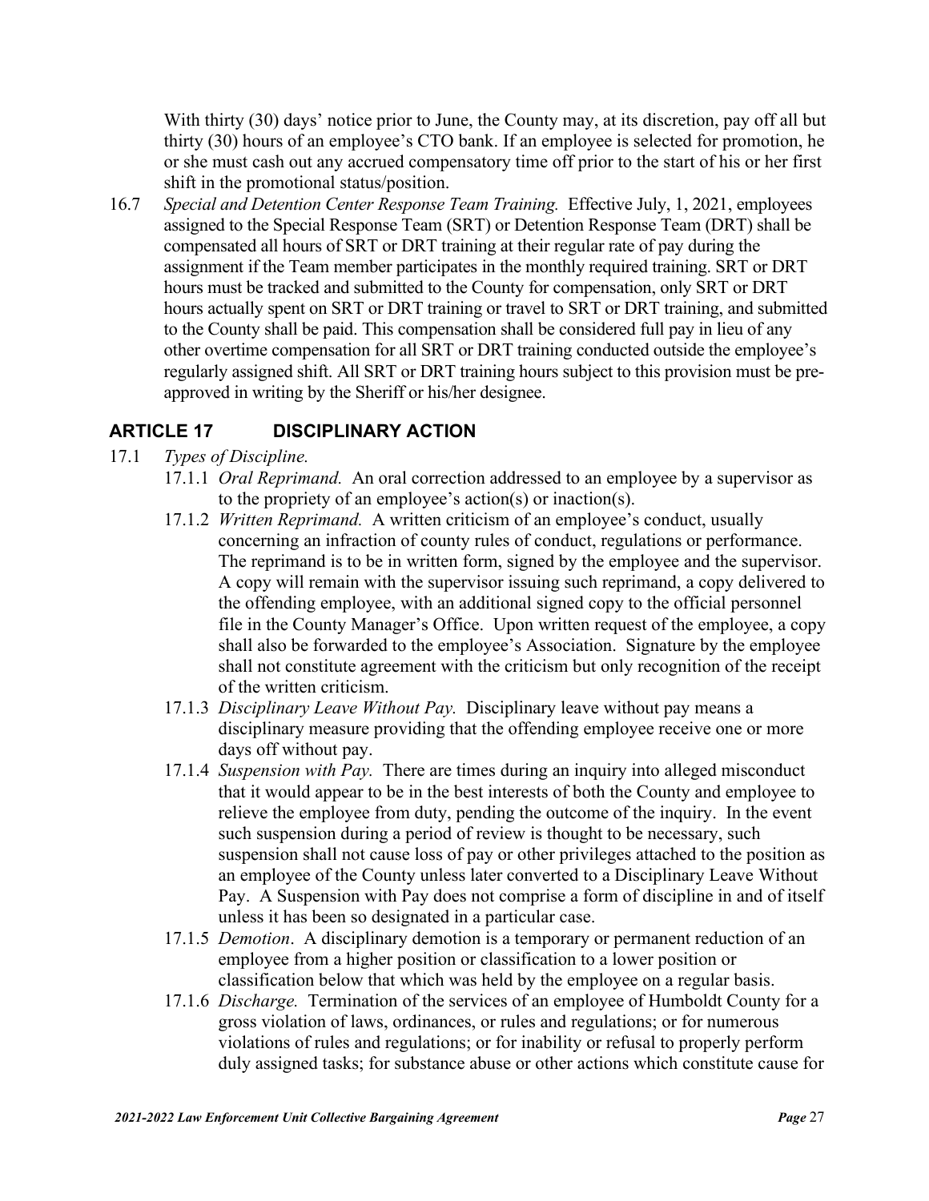With thirty (30) days' notice prior to June, the County may, at its discretion, pay off all but thirty (30) hours of an employee's CTO bank. If an employee is selected for promotion, he or she must cash out any accrued compensatory time off prior to the start of his or her first shift in the promotional status/position.

16.7 *Special and Detention Center Response Team Training.* Effective July, 1, 2021, employees assigned to the Special Response Team (SRT) or Detention Response Team (DRT) shall be compensated all hours of SRT or DRT training at their regular rate of pay during the assignment if the Team member participates in the monthly required training. SRT or DRT hours must be tracked and submitted to the County for compensation, only SRT or DRT hours actually spent on SRT or DRT training or travel to SRT or DRT training, and submitted to the County shall be paid. This compensation shall be considered full pay in lieu of any other overtime compensation for all SRT or DRT training conducted outside the employee's regularly assigned shift. All SRT or DRT training hours subject to this provision must be pre-approved in writing by the Sheriff or his/her designee.

## ARTICLE 17 DISCIPLINARY ACTION

17.1 *Types of Discipline.*

17.1.1 *Oral Reprimand.* An oral correction addressed to an employee by a supervisor as to the propriety of an employee's action(s) or inaction(s).

17.1.2 *Written Reprimand.* A written criticism of an employee's conduct, usually concerning an infraction of county rules of conduct, regulations or performance. The reprimand is to be in written form, signed by the employee and the supervisor. A copy will remain with the supervisor issuing such reprimand, a copy delivered to the offending employee, with an additional signed copy to the official personnel file in the County Manager's Office. Upon written request of the employee, a copy shall also be forwarded to the employee's Association. Signature by the employee shall not constitute agreement with the criticism but only recognition of the receipt of the written criticism.

17.1.3 *Disciplinary Leave Without Pay.* Disciplinary leave without pay means a disciplinary measure providing that the offending employee receive one or more days off without pay.

17.1.4 *Suspension with Pay.* There are times during an inquiry into alleged misconduct that it would appear to be in the best interests of both the County and employee to relieve the employee from duty, pending the outcome of the inquiry. In the event such suspension during a period of review is thought to be necessary, such suspension shall not cause loss of pay or other privileges attached to the position as an employee of the County unless later converted to a Disciplinary Leave Without Pay. A Suspension with Pay does not comprise a form of discipline in and of itself unless it has been so designated in a particular case.

17.1.5 *Demotion*. A disciplinary demotion is a temporary or permanent reduction of an employee from a higher position or classification to a lower position or classification below that which was held by the employee on a regular basis.

17.1.6 *Discharge.* Termination of the services of an employee of Humboldt County for a gross violation of laws, ordinances, or rules and regulations; or for numerous violations of rules and regulations; or for inability or refusal to properly perform duly assigned tasks; for substance abuse or other actions which constitute cause for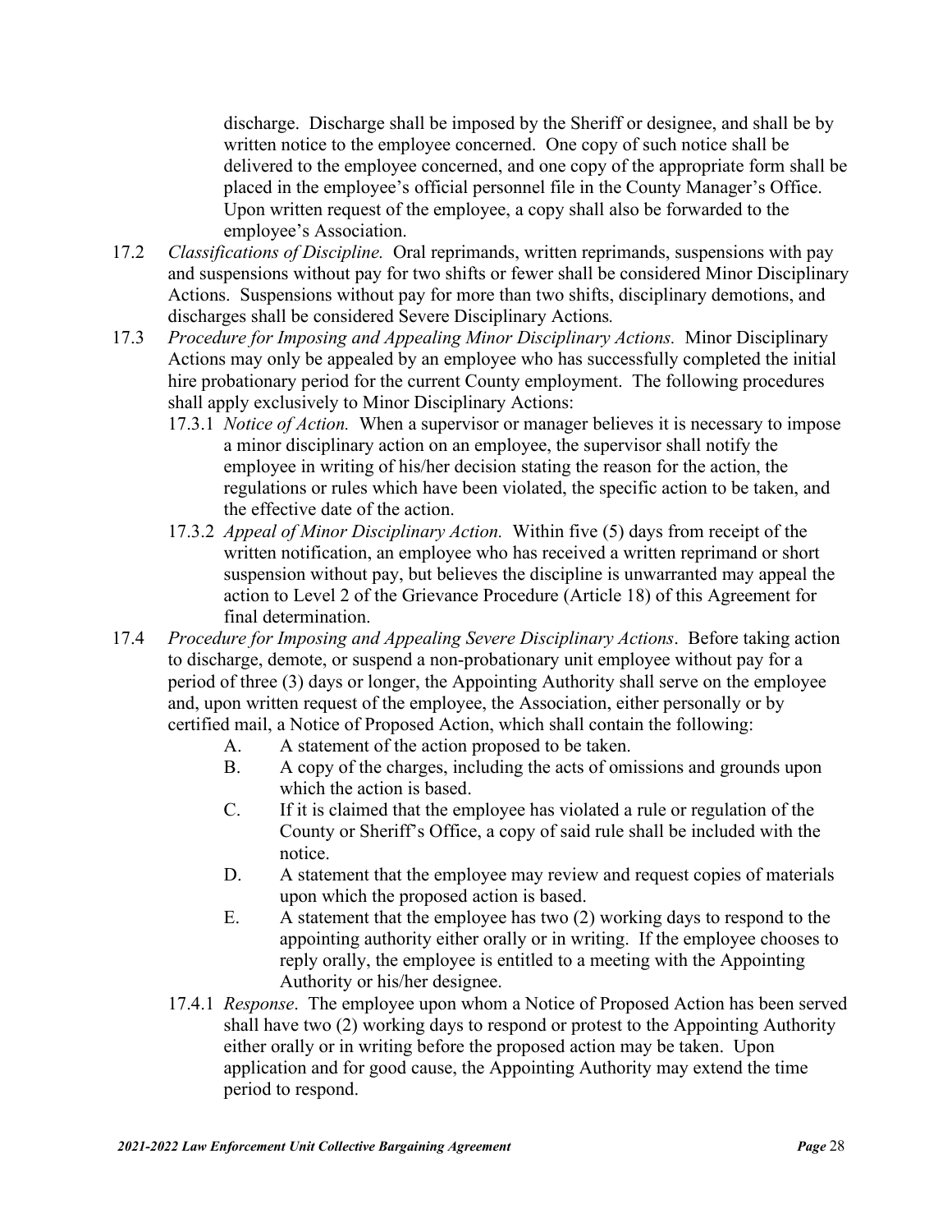discharge. Discharge shall be imposed by the Sheriff or designee, and shall be by written notice to the employee concerned. One copy of such notice shall be delivered to the employee concerned, and one copy of the appropriate form shall be placed in the employee's official personnel file in the County Manager's Office. Upon written request of the employee, a copy shall also be forwarded to the employee's Association.

17.2 *Classifications of Discipline.* Oral reprimands, written reprimands, suspensions with pay and suspensions without pay for two shifts or fewer shall be considered Minor Disciplinary Actions. Suspensions without pay for more than two shifts, disciplinary demotions, and discharges shall be considered Severe Disciplinary Actions*.*

17.3 *Procedure for Imposing and Appealing Minor Disciplinary Actions.* Minor Disciplinary Actions may only be appealed by an employee who has successfully completed the initial hire probationary period for the current County employment. The following procedures shall apply exclusively to Minor Disciplinary Actions:

17.3.1 *Notice of Action.* When a supervisor or manager believes it is necessary to impose a minor disciplinary action on an employee, the supervisor shall notify the employee in writing of his/her decision stating the reason for the action, the regulations or rules which have been violated, the specific action to be taken, and the effective date of the action.

17.3.2 *Appeal of Minor Disciplinary Action.* Within five (5) days from receipt of the written notification, an employee who has received a written reprimand or short suspension without pay, but believes the discipline is unwarranted may appeal the action to Level 2 of the Grievance Procedure (Article 18) of this Agreement for final determination.

17.4 *Procedure for Imposing and Appealing Severe Disciplinary Actions*. Before taking action to discharge, demote, or suspend a non-probationary unit employee without pay for a period of three (3) days or longer, the Appointing Authority shall serve on the employee and, upon written request of the employee, the Association, either personally or by certified mail, a Notice of Proposed Action, which shall contain the following:

A. A statement of the action proposed to be taken.

B. A copy of the charges, including the acts of omissions and grounds upon which the action is based.

C. If it is claimed that the employee has violated a rule or regulation of the County or Sheriff's Office, a copy of said rule shall be included with the notice.

D. A statement that the employee may review and request copies of materials upon which the proposed action is based.

E. A statement that the employee has two (2) working days to respond to the appointing authority either orally or in writing. If the employee chooses to reply orally, the employee is entitled to a meeting with the Appointing Authority or his/her designee.

17.4.1 *Response*. The employee upon whom a Notice of Proposed Action has been served shall have two (2) working days to respond or protest to the Appointing Authority either orally or in writing before the proposed action may be taken. Upon application and for good cause, the Appointing Authority may extend the time period to respond.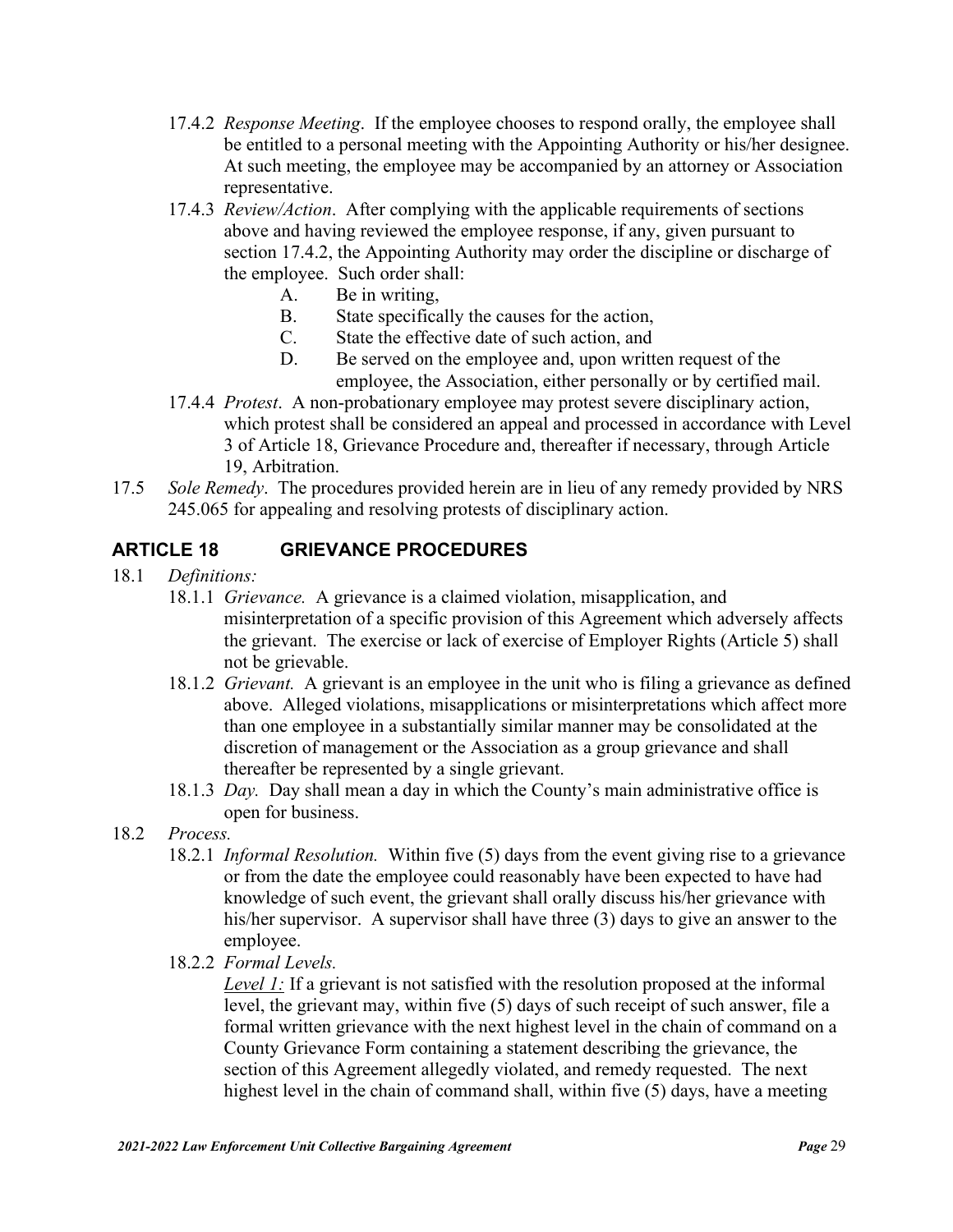17.4.2 *Response Meeting*. If the employee chooses to respond orally, the employee shall be entitled to a personal meeting with the Appointing Authority or his/her designee. At such meeting, the employee may be accompanied by an attorney or Association representative.

17.4.3 *Review/Action*. After complying with the applicable requirements of sections above and having reviewed the employee response, if any, given pursuant to section 17.4.2, the Appointing Authority may order the discipline or discharge of the employee. Such order shall:

- A. Be in writing,
- B. State specifically the causes for the action,
- C. State the effective date of such action, and
- D. Be served on the employee and, upon written request of the employee, the Association, either personally or by certified mail.

17.4.4 *Protest*. A non-probationary employee may protest severe disciplinary action, which protest shall be considered an appeal and processed in accordance with Level 3 of Article 18, Grievance Procedure and, thereafter if necessary, through Article 19, Arbitration.

17.5 *Sole Remedy*. The procedures provided herein are in lieu of any remedy provided by NRS 245.065 for appealing and resolving protests of disciplinary action.

## ARTICLE 18 GRIEVANCE PROCEDURES

18.1 *Definitions:*

18.1.1 *Grievance.* A grievance is a claimed violation, misapplication, and misinterpretation of a specific provision of this Agreement which adversely affects the grievant. The exercise or lack of exercise of Employer Rights (Article 5) shall not be grievable.

18.1.2 *Grievant.* A grievant is an employee in the unit who is filing a grievance as defined above. Alleged violations, misapplications or misinterpretations which affect more than one employee in a substantially similar manner may be consolidated at the discretion of management or the Association as a group grievance and shall thereafter be represented by a single grievant.

18.1.3 *Day.* Day shall mean a day in which the County's main administrative office is open for business.

18.2 *Process.*

18.2.1 *Informal Resolution.* Within five (5) days from the event giving rise to a grievance or from the date the employee could reasonably have been expected to have had knowledge of such event, the grievant shall orally discuss his/her grievance with his/her supervisor. A supervisor shall have three (3) days to give an answer to the employee.

18.2.2 *Formal Levels.*

*Level 1:* If a grievant is not satisfied with the resolution proposed at the informal level, the grievant may, within five (5) days of such receipt of such answer, file a formal written grievance with the next highest level in the chain of command on a County Grievance Form containing a statement describing the grievance, the section of this Agreement allegedly violated, and remedy requested. The next highest level in the chain of command shall, within five (5) days, have a meeting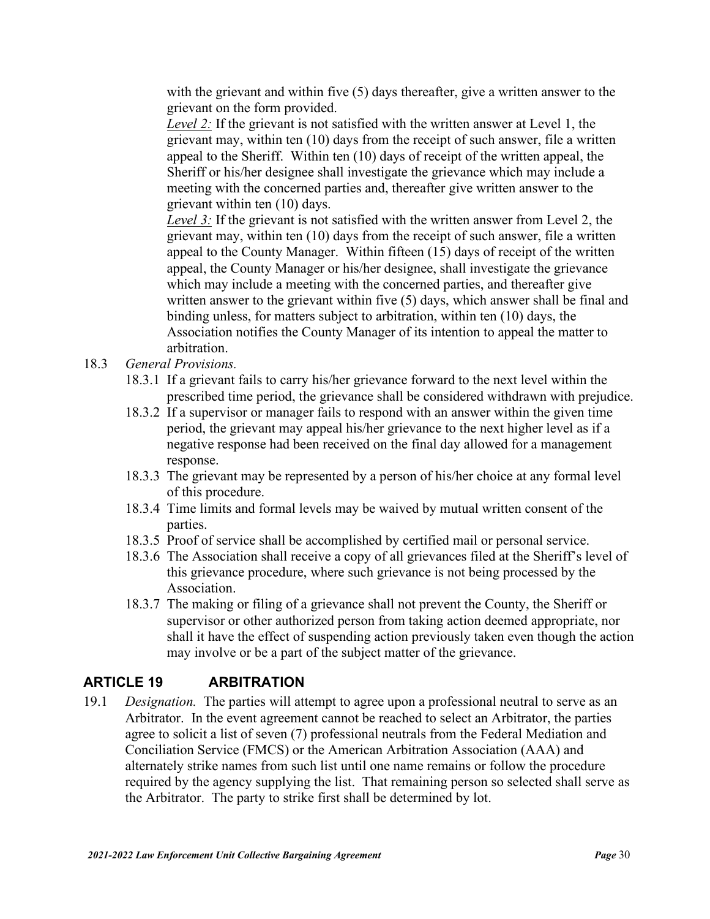with the grievant and within five (5) days thereafter, give a written answer to the grievant on the form provided.

*Level 2:* If the grievant is not satisfied with the written answer at Level 1, the grievant may, within ten (10) days from the receipt of such answer, file a written appeal to the Sheriff. Within ten (10) days of receipt of the written appeal, the Sheriff or his/her designee shall investigate the grievance which may include a meeting with the concerned parties and, thereafter give written answer to the grievant within ten (10) days.

*Level 3:* If the grievant is not satisfied with the written answer from Level 2, the grievant may, within ten (10) days from the receipt of such answer, file a written appeal to the County Manager. Within fifteen (15) days of receipt of the written appeal, the County Manager or his/her designee, shall investigate the grievance which may include a meeting with the concerned parties, and thereafter give written answer to the grievant within five (5) days, which answer shall be final and binding unless, for matters subject to arbitration, within ten (10) days, the Association notifies the County Manager of its intention to appeal the matter to arbitration.

18.3 *General Provisions.*

18.3.1 If a grievant fails to carry his/her grievance forward to the next level within the prescribed time period, the grievance shall be considered withdrawn with prejudice.

18.3.2 If a supervisor or manager fails to respond with an answer within the given time period, the grievant may appeal his/her grievance to the next higher level as if a negative response had been received on the final day allowed for a management response.

18.3.3 The grievant may be represented by a person of his/her choice at any formal level of this procedure.

18.3.4 Time limits and formal levels may be waived by mutual written consent of the parties.

18.3.5 Proof of service shall be accomplished by certified mail or personal service.

18.3.6 The Association shall receive a copy of all grievances filed at the Sheriff's level of this grievance procedure, where such grievance is not being processed by the Association.

18.3.7 The making or filing of a grievance shall not prevent the County, the Sheriff or supervisor or other authorized person from taking action deemed appropriate, nor shall it have the effect of suspending action previously taken even though the action may involve or be a part of the subject matter of the grievance.

## ARTICLE 19 ARBITRATION

19.1 *Designation.* The parties will attempt to agree upon a professional neutral to serve as an Arbitrator. In the event agreement cannot be reached to select an Arbitrator, the parties agree to solicit a list of seven (7) professional neutrals from the Federal Mediation and Conciliation Service (FMCS) or the American Arbitration Association (AAA) and alternately strike names from such list until one name remains or follow the procedure required by the agency supplying the list. That remaining person so selected shall serve as the Arbitrator. The party to strike first shall be determined by lot.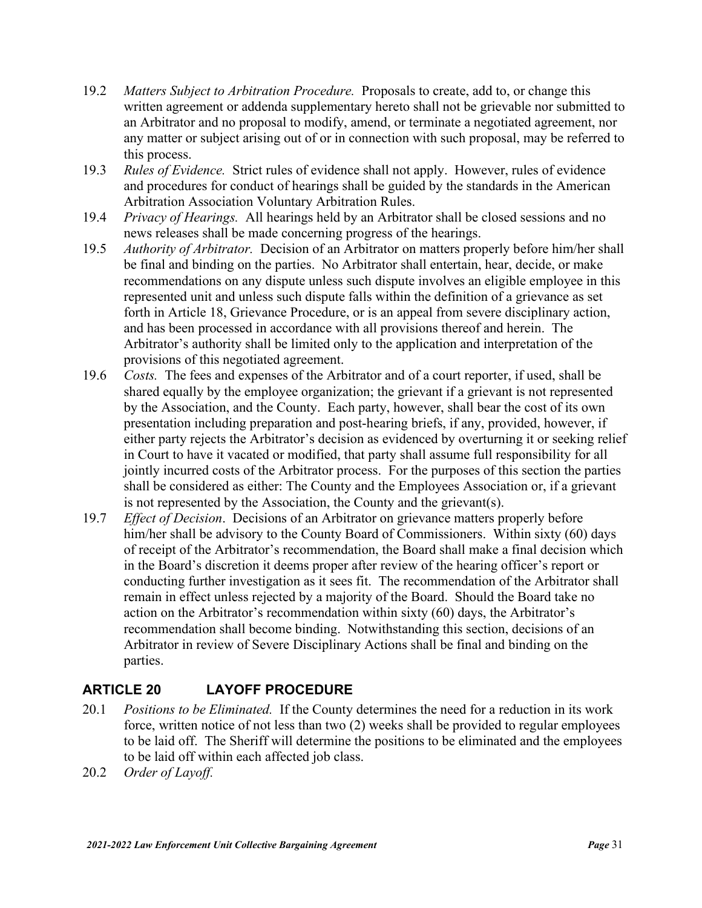19.2 *Matters Subject to Arbitration Procedure.* Proposals to create, add to, or change this written agreement or addenda supplementary hereto shall not be grievable nor submitted to an Arbitrator and no proposal to modify, amend, or terminate a negotiated agreement, nor any matter or subject arising out of or in connection with such proposal, may be referred to this process.

19.3 *Rules of Evidence.* Strict rules of evidence shall not apply. However, rules of evidence and procedures for conduct of hearings shall be guided by the standards in the American Arbitration Association Voluntary Arbitration Rules.

19.4 *Privacy of Hearings.* All hearings held by an Arbitrator shall be closed sessions and no news releases shall be made concerning progress of the hearings.

19.5 *Authority of Arbitrator.* Decision of an Arbitrator on matters properly before him/her shall be final and binding on the parties. No Arbitrator shall entertain, hear, decide, or make recommendations on any dispute unless such dispute involves an eligible employee in this represented unit and unless such dispute falls within the definition of a grievance as set forth in Article 18, Grievance Procedure, or is an appeal from severe disciplinary action, and has been processed in accordance with all provisions thereof and herein. The Arbitrator's authority shall be limited only to the application and interpretation of the provisions of this negotiated agreement.

19.6 *Costs.* The fees and expenses of the Arbitrator and of a court reporter, if used, shall be shared equally by the employee organization; the grievant if a grievant is not represented by the Association, and the County. Each party, however, shall bear the cost of its own presentation including preparation and post-hearing briefs, if any, provided, however, if either party rejects the Arbitrator's decision as evidenced by overturning it or seeking relief in Court to have it vacated or modified, that party shall assume full responsibility for all jointly incurred costs of the Arbitrator process. For the purposes of this section the parties shall be considered as either: The County and the Employees Association or, if a grievant is not represented by the Association, the County and the grievant(s).

19.7 *Effect of Decision*. Decisions of an Arbitrator on grievance matters properly before him/her shall be advisory to the County Board of Commissioners. Within sixty (60) days of receipt of the Arbitrator's recommendation, the Board shall make a final decision which in the Board's discretion it deems proper after review of the hearing officer's report or conducting further investigation as it sees fit. The recommendation of the Arbitrator shall remain in effect unless rejected by a majority of the Board. Should the Board take no action on the Arbitrator's recommendation within sixty (60) days, the Arbitrator's recommendation shall become binding. Notwithstanding this section, decisions of an Arbitrator in review of Severe Disciplinary Actions shall be final and binding on the parties.

## ARTICLE 20 LAYOFF PROCEDURE

20.1 *Positions to be Eliminated.* If the County determines the need for a reduction in its work force, written notice of not less than two (2) weeks shall be provided to regular employees to be laid off. The Sheriff will determine the positions to be eliminated and the employees to be laid off within each affected job class.

20.2 *Order of Layoff.*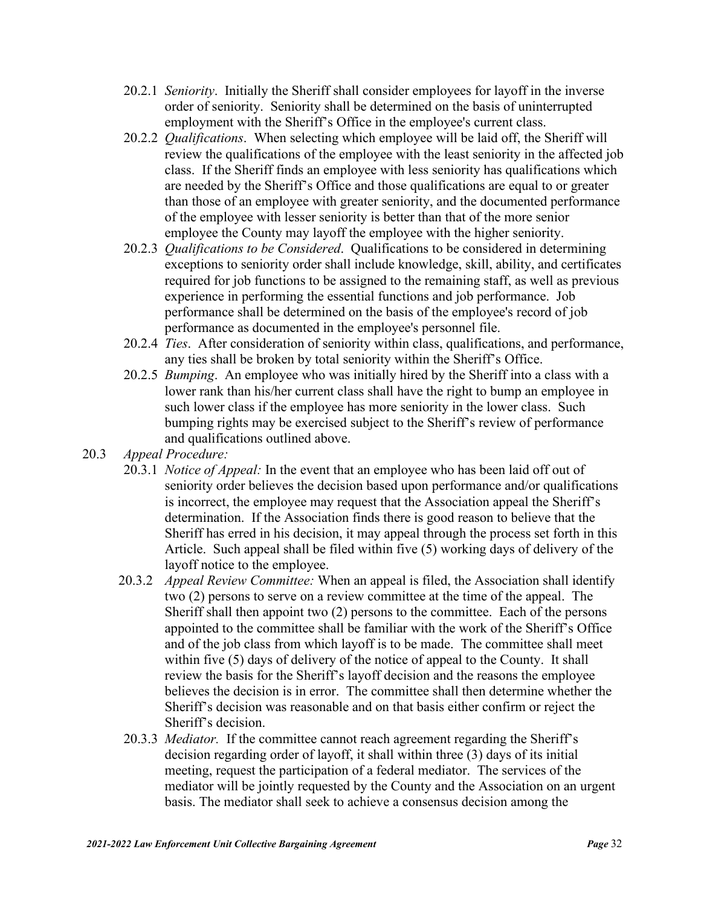20.2.1 *Seniority*. Initially the Sheriff shall consider employees for layoff in the inverse order of seniority. Seniority shall be determined on the basis of uninterrupted employment with the Sheriff's Office in the employee's current class.

20.2.2 *Qualifications*. When selecting which employee will be laid off, the Sheriff will review the qualifications of the employee with the least seniority in the affected job class. If the Sheriff finds an employee with less seniority has qualifications which are needed by the Sheriff's Office and those qualifications are equal to or greater than those of an employee with greater seniority, and the documented performance of the employee with lesser seniority is better than that of the more senior employee the County may layoff the employee with the higher seniority.

20.2.3 *Qualifications to be Considered*. Qualifications to be considered in determining exceptions to seniority order shall include knowledge, skill, ability, and certificates required for job functions to be assigned to the remaining staff, as well as previous experience in performing the essential functions and job performance. Job performance shall be determined on the basis of the employee's record of job performance as documented in the employee's personnel file.

20.2.4 *Ties*. After consideration of seniority within class, qualifications, and performance, any ties shall be broken by total seniority within the Sheriff's Office.

20.2.5 *Bumping*. An employee who was initially hired by the Sheriff into a class with a lower rank than his/her current class shall have the right to bump an employee in such lower class if the employee has more seniority in the lower class. Such bumping rights may be exercised subject to the Sheriff's review of performance and qualifications outlined above.

20.3 *Appeal Procedure:*

20.3.1 *Notice of Appeal:* In the event that an employee who has been laid off out of seniority order believes the decision based upon performance and/or qualifications is incorrect, the employee may request that the Association appeal the Sheriff's determination. If the Association finds there is good reason to believe that the Sheriff has erred in his decision, it may appeal through the process set forth in this Article. Such appeal shall be filed within five (5) working days of delivery of the layoff notice to the employee.

20.3.2 *Appeal Review Committee:* When an appeal is filed, the Association shall identify two (2) persons to serve on a review committee at the time of the appeal. The Sheriff shall then appoint two (2) persons to the committee. Each of the persons appointed to the committee shall be familiar with the work of the Sheriff's Office and of the job class from which layoff is to be made. The committee shall meet within five (5) days of delivery of the notice of appeal to the County. It shall review the basis for the Sheriff's layoff decision and the reasons the employee believes the decision is in error. The committee shall then determine whether the Sheriff's decision was reasonable and on that basis either confirm or reject the Sheriff's decision.

20.3.3 *Mediator.* If the committee cannot reach agreement regarding the Sheriff's decision regarding order of layoff, it shall within three (3) days of its initial meeting, request the participation of a federal mediator. The services of the mediator will be jointly requested by the County and the Association on an urgent basis. The mediator shall seek to achieve a consensus decision among the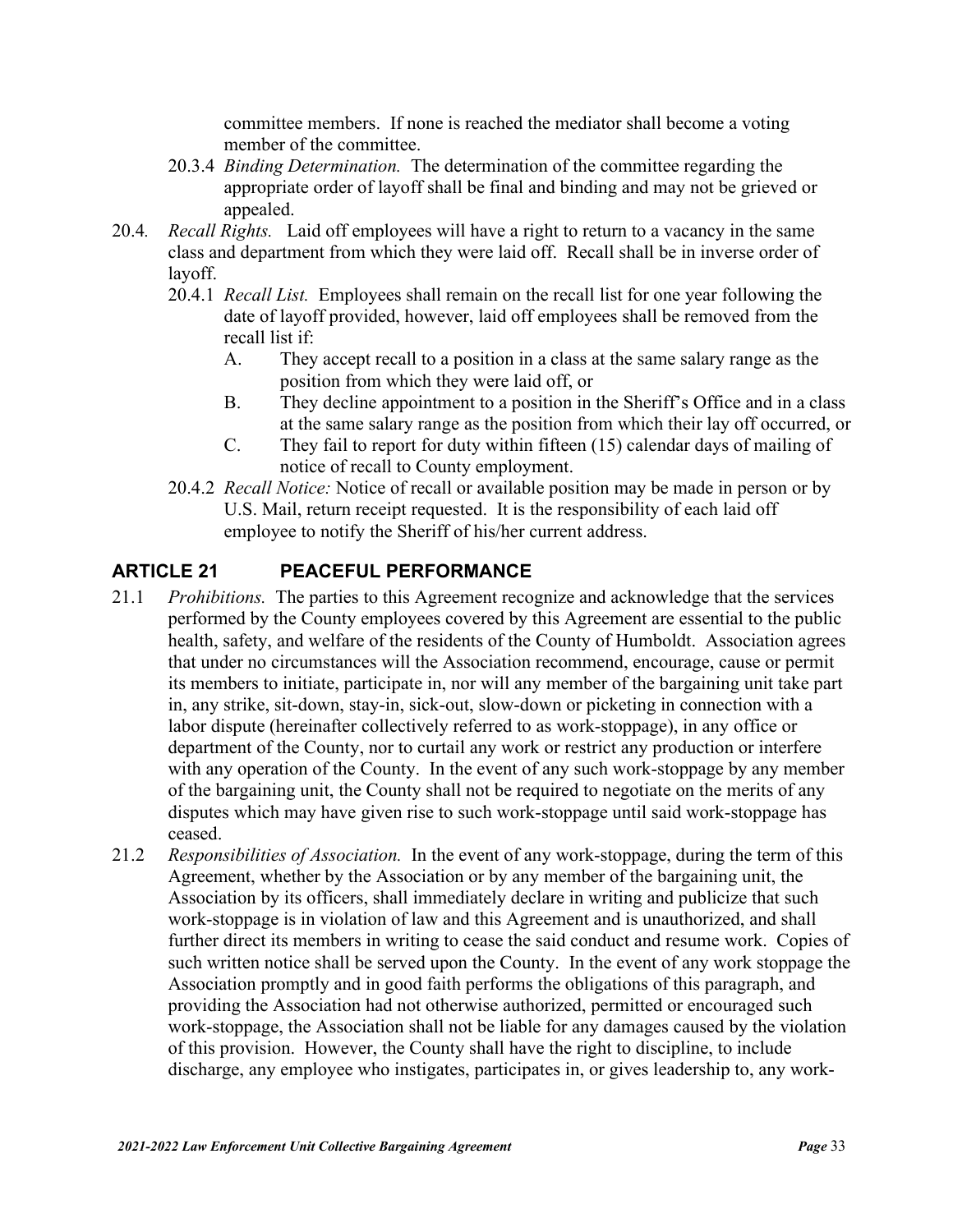committee members. If none is reached the mediator shall become a voting member of the committee.

20.3.4 *Binding Determination.* The determination of the committee regarding the appropriate order of layoff shall be final and binding and may not be grieved or appealed.

20.4. *Recall Rights.* Laid off employees will have a right to return to a vacancy in the same class and department from which they were laid off. Recall shall be in inverse order of layoff.

20.4.1 *Recall List.* Employees shall remain on the recall list for one year following the date of layoff provided, however, laid off employees shall be removed from the recall list if:

A. They accept recall to a position in a class at the same salary range as the position from which they were laid off, or

B. They decline appointment to a position in the Sheriff's Office and in a class at the same salary range as the position from which their lay off occurred, or

C. They fail to report for duty within fifteen (15) calendar days of mailing of notice of recall to County employment.

20.4.2 *Recall Notice:* Notice of recall or available position may be made in person or by U.S. Mail, return receipt requested. It is the responsibility of each laid off employee to notify the Sheriff of his/her current address.

## ARTICLE 21 PEACEFUL PERFORMANCE

21.1 *Prohibitions.* The parties to this Agreement recognize and acknowledge that the services performed by the County employees covered by this Agreement are essential to the public health, safety, and welfare of the residents of the County of Humboldt. Association agrees that under no circumstances will the Association recommend, encourage, cause or permit its members to initiate, participate in, nor will any member of the bargaining unit take part in, any strike, sit-down, stay-in, sick-out, slow-down or picketing in connection with a labor dispute (hereinafter collectively referred to as work-stoppage), in any office or department of the County, nor to curtail any work or restrict any production or interfere with any operation of the County. In the event of any such work-stoppage by any member of the bargaining unit, the County shall not be required to negotiate on the merits of any disputes which may have given rise to such work-stoppage until said work-stoppage has ceased.

21.2 *Responsibilities of Association.* In the event of any work-stoppage, during the term of this Agreement, whether by the Association or by any member of the bargaining unit, the Association by its officers, shall immediately declare in writing and publicize that such work-stoppage is in violation of law and this Agreement and is unauthorized, and shall further direct its members in writing to cease the said conduct and resume work. Copies of such written notice shall be served upon the County. In the event of any work stoppage the Association promptly and in good faith performs the obligations of this paragraph, and providing the Association had not otherwise authorized, permitted or encouraged such work-stoppage, the Association shall not be liable for any damages caused by the violation of this provision. However, the County shall have the right to discipline, to include discharge, any employee who instigates, participates in, or gives leadership to, any work-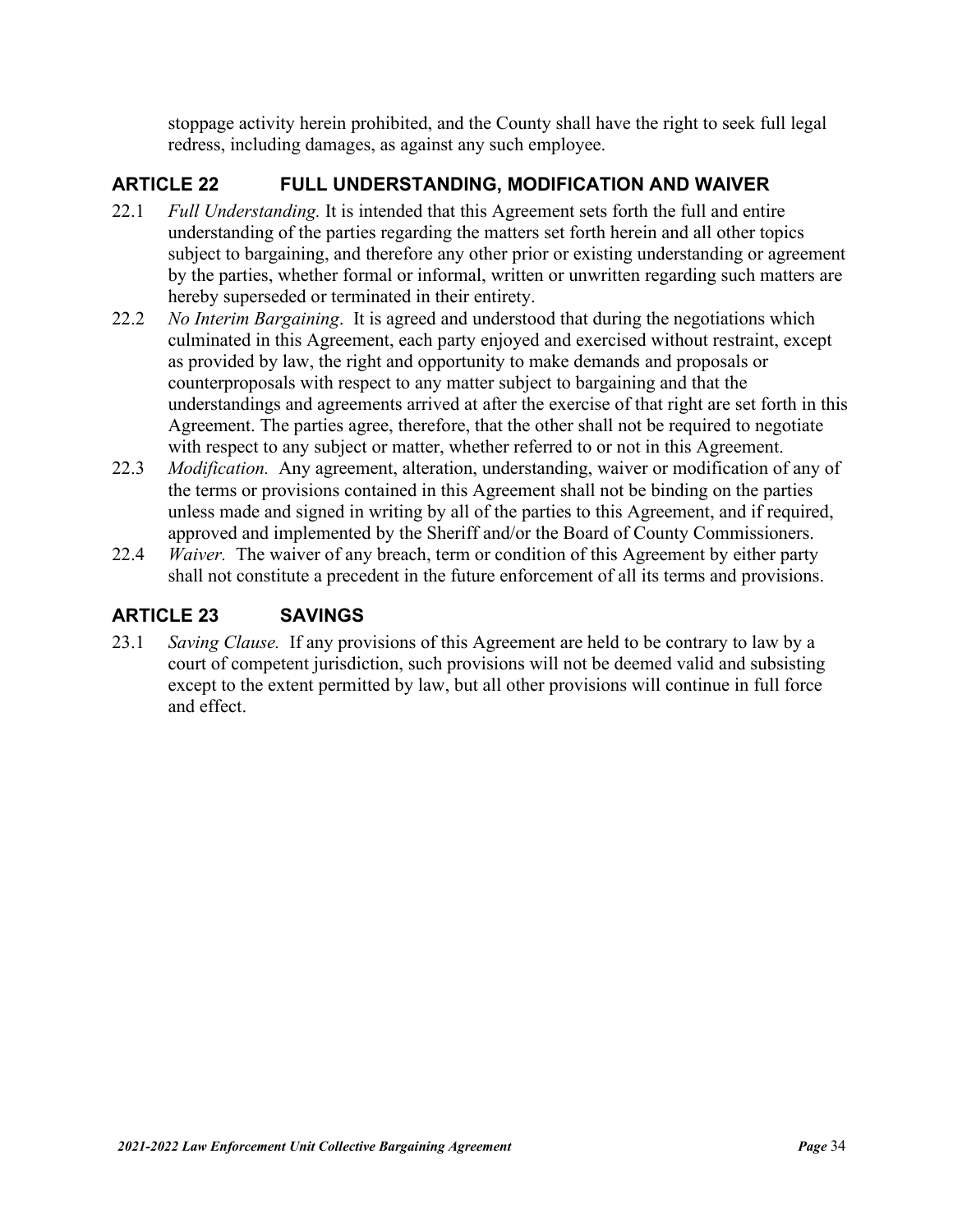stoppage activity herein prohibited, and the County shall have the right to seek full legal redress, including damages, as against any such employee.

## ARTICLE 22 FULL UNDERSTANDING, MODIFICATION AND WAIVER

22.1 *Full Understanding.* It is intended that this Agreement sets forth the full and entire understanding of the parties regarding the matters set forth herein and all other topics subject to bargaining, and therefore any other prior or existing understanding or agreement by the parties, whether formal or informal, written or unwritten regarding such matters are hereby superseded or terminated in their entirety.

22.2 *No Interim Bargaining*. It is agreed and understood that during the negotiations which culminated in this Agreement, each party enjoyed and exercised without restraint, except as provided by law, the right and opportunity to make demands and proposals or counterproposals with respect to any matter subject to bargaining and that the understandings and agreements arrived at after the exercise of that right are set forth in this Agreement. The parties agree, therefore, that the other shall not be required to negotiate with respect to any subject or matter, whether referred to or not in this Agreement.

22.3 *Modification.* Any agreement, alteration, understanding, waiver or modification of any of the terms or provisions contained in this Agreement shall not be binding on the parties unless made and signed in writing by all of the parties to this Agreement, and if required, approved and implemented by the Sheriff and/or the Board of County Commissioners.

22.4 *Waiver.* The waiver of any breach, term or condition of this Agreement by either party shall not constitute a precedent in the future enforcement of all its terms and provisions.

## ARTICLE 23 SAVINGS

23.1 *Saving Clause.* If any provisions of this Agreement are held to be contrary to law by a court of competent jurisdiction, such provisions will not be deemed valid and subsisting except to the extent permitted by law, but all other provisions will continue in full force and effect.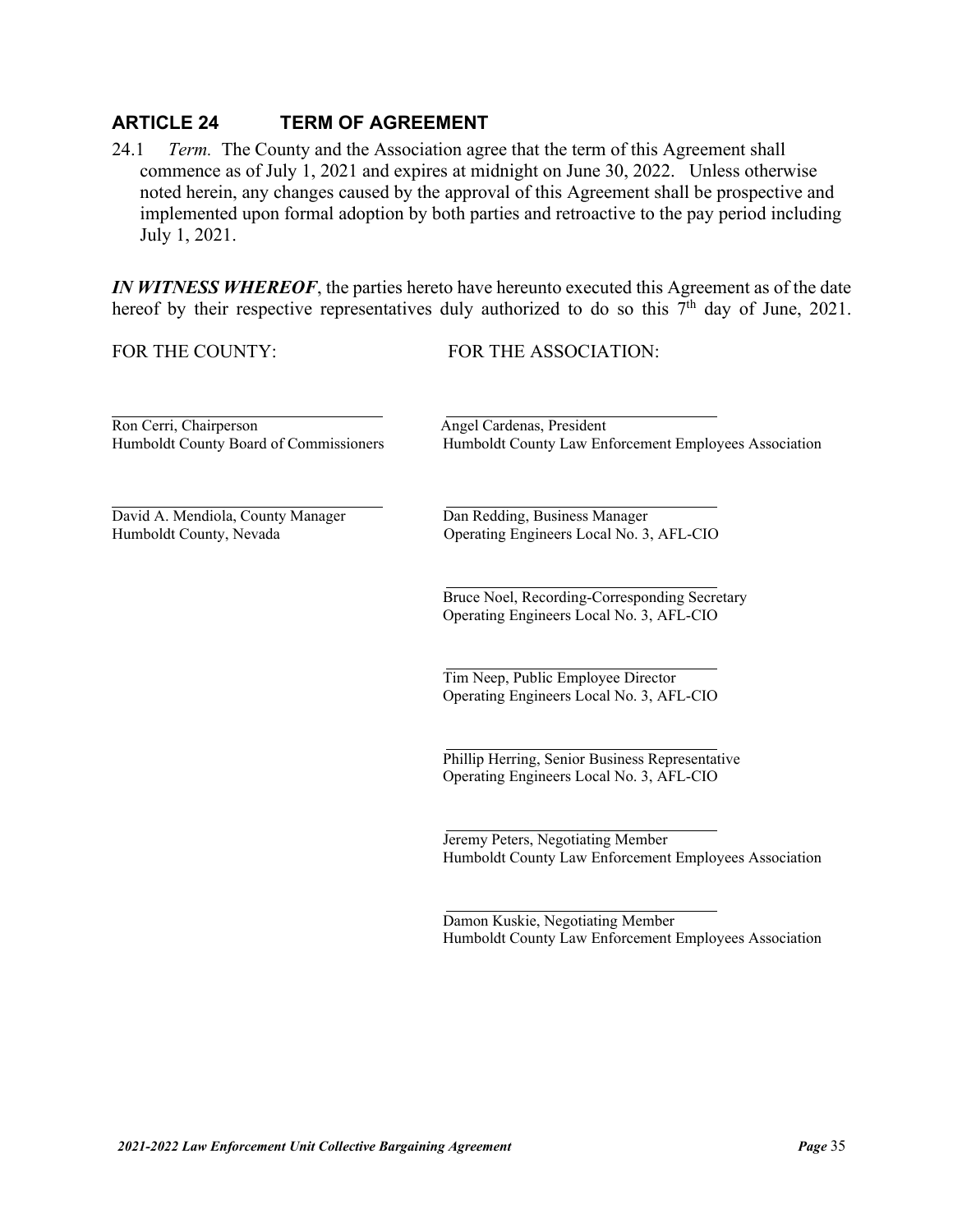## ARTICLE 24 TERM OF AGREEMENT

24.1 *Term.* The County and the Association agree that the term of this Agreement shall commence as of July 1, 2021 and expires at midnight on June 30, 2022. Unless otherwise noted herein, any changes caused by the approval of this Agreement shall be prospective and implemented upon formal adoption by both parties and retroactive to the pay period including July 1, 2021.

***IN WITNESS WHEREOF***, the parties hereto have hereunto executed this Agreement as of the date hereof by their respective representatives duly authorized to do so this 7th day of June, 2021.

| FOR THE COUNTY: | FOR THE ASSOCIATION: |
|---|---|
| \_\_\_\_\_\_\_\_\_\_\_\_\_\_\_\_\_\_\_\_\_\_\_\_\_\_\_\_<br>Ron Cerri, Chairperson<br>Humboldt County Board of Commissioners | \_\_\_\_\_\_\_\_\_\_\_\_\_\_\_\_\_\_\_\_\_\_\_\_\_\_\_\_<br>Angel Cardenas, President<br>Humboldt County Law Enforcement Employees Association |
| \_\_\_\_\_\_\_\_\_\_\_\_\_\_\_\_\_\_\_\_\_\_\_\_\_\_\_\_<br>David A. Mendiola, County Manager<br>Humboldt County, Nevada | \_\_\_\_\_\_\_\_\_\_\_\_\_\_\_\_\_\_\_\_\_\_\_\_\_\_\_\_<br>Dan Redding, Business Manager<br>Operating Engineers Local No. 3, AFL-CIO |
| | \_\_\_\_\_\_\_\_\_\_\_\_\_\_\_\_\_\_\_\_\_\_\_\_\_\_\_\_<br>Bruce Noel, Recording-Corresponding Secretary<br>Operating Engineers Local No. 3, AFL-CIO |
| | \_\_\_\_\_\_\_\_\_\_\_\_\_\_\_\_\_\_\_\_\_\_\_\_\_\_\_\_<br>Tim Neep, Public Employee Director<br>Operating Engineers Local No. 3, AFL-CIO |
| | \_\_\_\_\_\_\_\_\_\_\_\_\_\_\_\_\_\_\_\_\_\_\_\_\_\_\_\_<br>Phillip Herring, Senior Business Representative<br>Operating Engineers Local No. 3, AFL-CIO |
| | \_\_\_\_\_\_\_\_\_\_\_\_\_\_\_\_\_\_\_\_\_\_\_\_\_\_\_\_<br>Jeremy Peters, Negotiating Member<br>Humboldt County Law Enforcement Employees Association |
| | \_\_\_\_\_\_\_\_\_\_\_\_\_\_\_\_\_\_\_\_\_\_\_\_\_\_\_\_<br>Damon Kuskie, Negotiating Member<br>Humboldt County Law Enforcement Employees Association |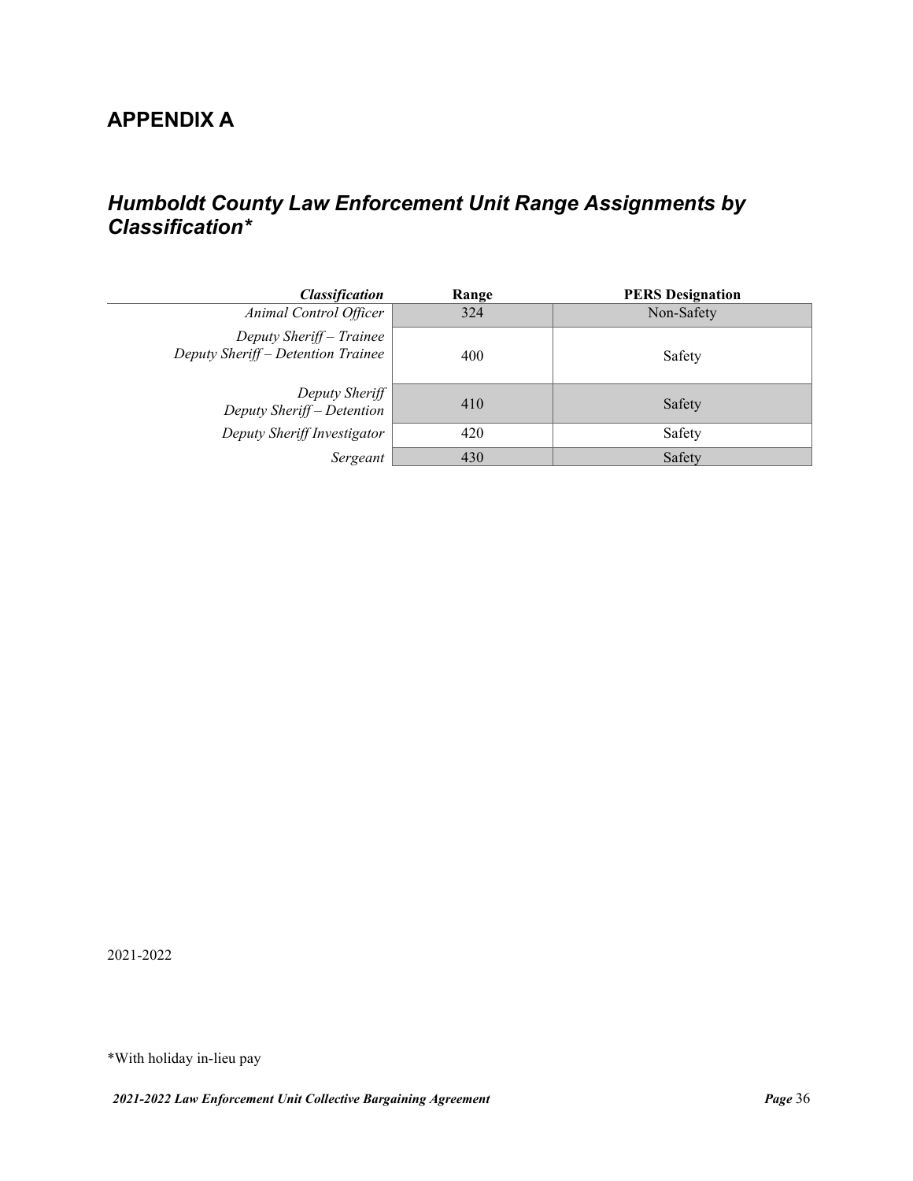# APPENDIX A

## *Humboldt County Law Enforcement Unit Range Assignments by Classification**

| ***Classification*** | **Range** | **PERS Designation** |
|---|---|---|
| *Animal Control Officer* | 324 | Non-Safety |
| *Deputy Sheriff – Trainee*<br>*Deputy Sheriff – Detention Trainee* | 400 | Safety |
| *Deputy Sheriff*<br>*Deputy Sheriff – Detention* | 410 | Safety |
| *Deputy Sheriff Investigator* | 420 | Safety |
| *Sergeant* | 430 | Safety |

2021-2022

*With holiday in-lieu pay